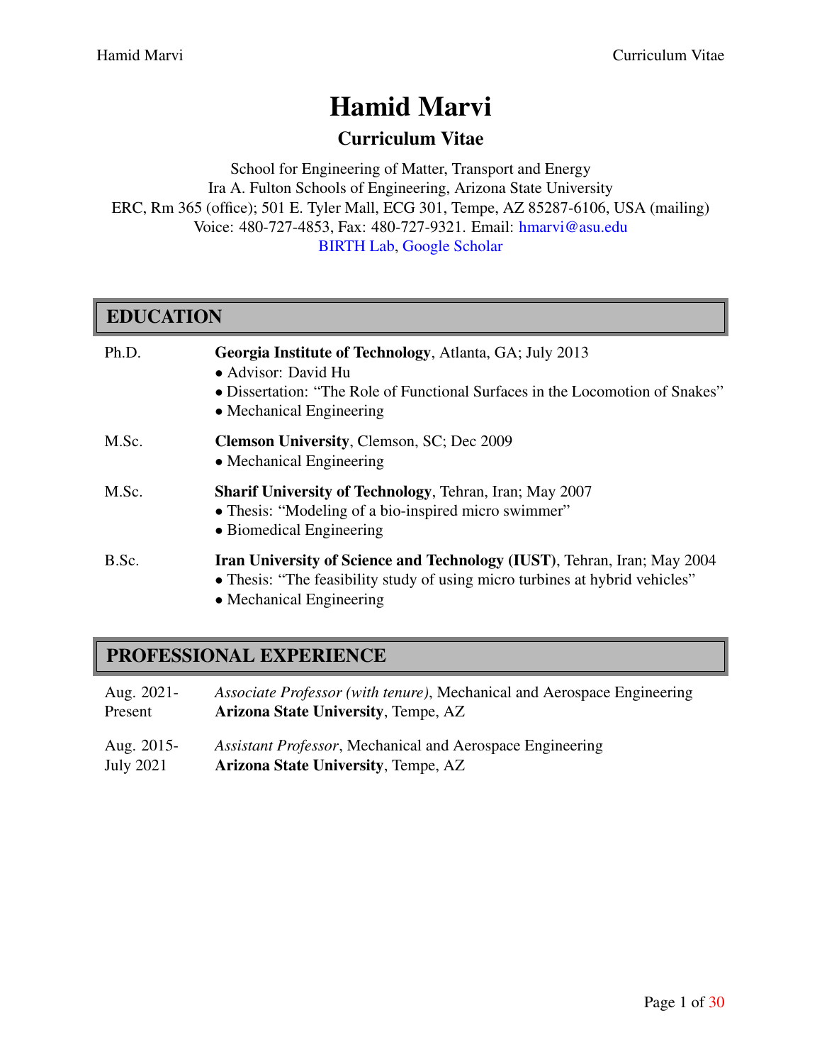# Hamid Marvi

## Curriculum Vitae

School for Engineering of Matter, Transport and Energy
Ira A. Fulton Schools of Engineering, Arizona State University
ERC, Rm 365 (office); 501 E. Tyler Mall, ECG 301, Tempe, AZ 85287-6106, USA (mailing)
Voice: 480-727-4853, Fax: 480-727-9321. Email: hmarvi@asu.edu
BIRTH Lab, Google Scholar

## EDUCATION

**Ph.D.** — **Georgia Institute of Technology**, Atlanta, GA; July 2013
- Advisor: David Hu
- Dissertation: "The Role of Functional Surfaces in the Locomotion of Snakes"
- Mechanical Engineering

**M.Sc.** — **Clemson University**, Clemson, SC; Dec 2009
- Mechanical Engineering

**M.Sc.** — **Sharif University of Technology**, Tehran, Iran; May 2007
- Thesis: "Modeling of a bio-inspired micro swimmer"
- Biomedical Engineering

**B.Sc.** — **Iran University of Science and Technology (IUST)**, Tehran, Iran; May 2004
- Thesis: "The feasibility study of using micro turbines at hybrid vehicles"
- Mechanical Engineering

## PROFESSIONAL EXPERIENCE

**Aug. 2021-Present** — *Associate Professor (with tenure)*, Mechanical and Aerospace Engineering
**Arizona State University**, Tempe, AZ

**Aug. 2015-July 2021** — *Assistant Professor*, Mechanical and Aerospace Engineering
**Arizona State University**, Tempe, AZ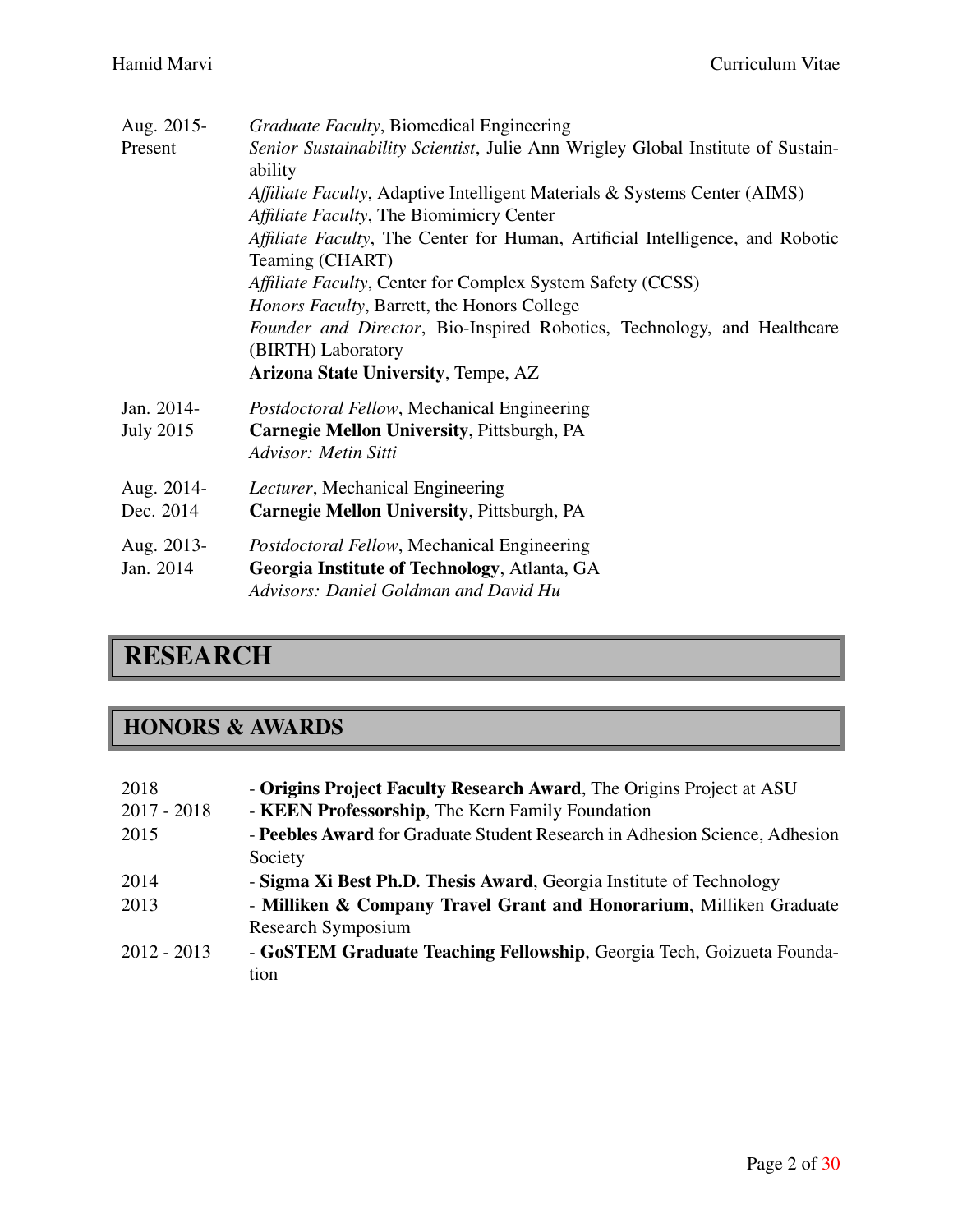| | |
|---|---|
| Aug. 2015-Present | *Graduate Faculty*, Biomedical Engineering<br>*Senior Sustainability Scientist*, Julie Ann Wrigley Global Institute of Sustainability<br>*Affiliate Faculty*, Adaptive Intelligent Materials & Systems Center (AIMS)<br>*Affiliate Faculty*, The Biomimicry Center<br>*Affiliate Faculty*, The Center for Human, Artificial Intelligence, and Robotic Teaming (CHART)<br>*Affiliate Faculty*, Center for Complex System Safety (CCSS)<br>*Honors Faculty*, Barrett, the Honors College<br>*Founder and Director*, Bio-Inspired Robotics, Technology, and Healthcare (BIRTH) Laboratory<br>**Arizona State University**, Tempe, AZ |
| Jan. 2014-July 2015 | *Postdoctoral Fellow*, Mechanical Engineering<br>**Carnegie Mellon University**, Pittsburgh, PA<br>*Advisor: Metin Sitti* |
| Aug. 2014-Dec. 2014 | *Lecturer*, Mechanical Engineering<br>**Carnegie Mellon University**, Pittsburgh, PA |
| Aug. 2013-Jan. 2014 | *Postdoctoral Fellow*, Mechanical Engineering<br>**Georgia Institute of Technology**, Atlanta, GA<br>*Advisors: Daniel Goldman and David Hu* |

# RESEARCH

# HONORS & AWARDS

| | |
|---|---|
| 2018 | - **Origins Project Faculty Research Award**, The Origins Project at ASU |
| 2017 - 2018 | - **KEEN Professorship**, The Kern Family Foundation |
| 2015 | - **Peebles Award** for Graduate Student Research in Adhesion Science, Adhesion Society |
| 2014 | - **Sigma Xi Best Ph.D. Thesis Award**, Georgia Institute of Technology |
| 2013 | - **Milliken & Company Travel Grant and Honorarium**, Milliken Graduate Research Symposium |
| 2012 - 2013 | - **GoSTEM Graduate Teaching Fellowship**, Georgia Tech, Goizueta Foundation |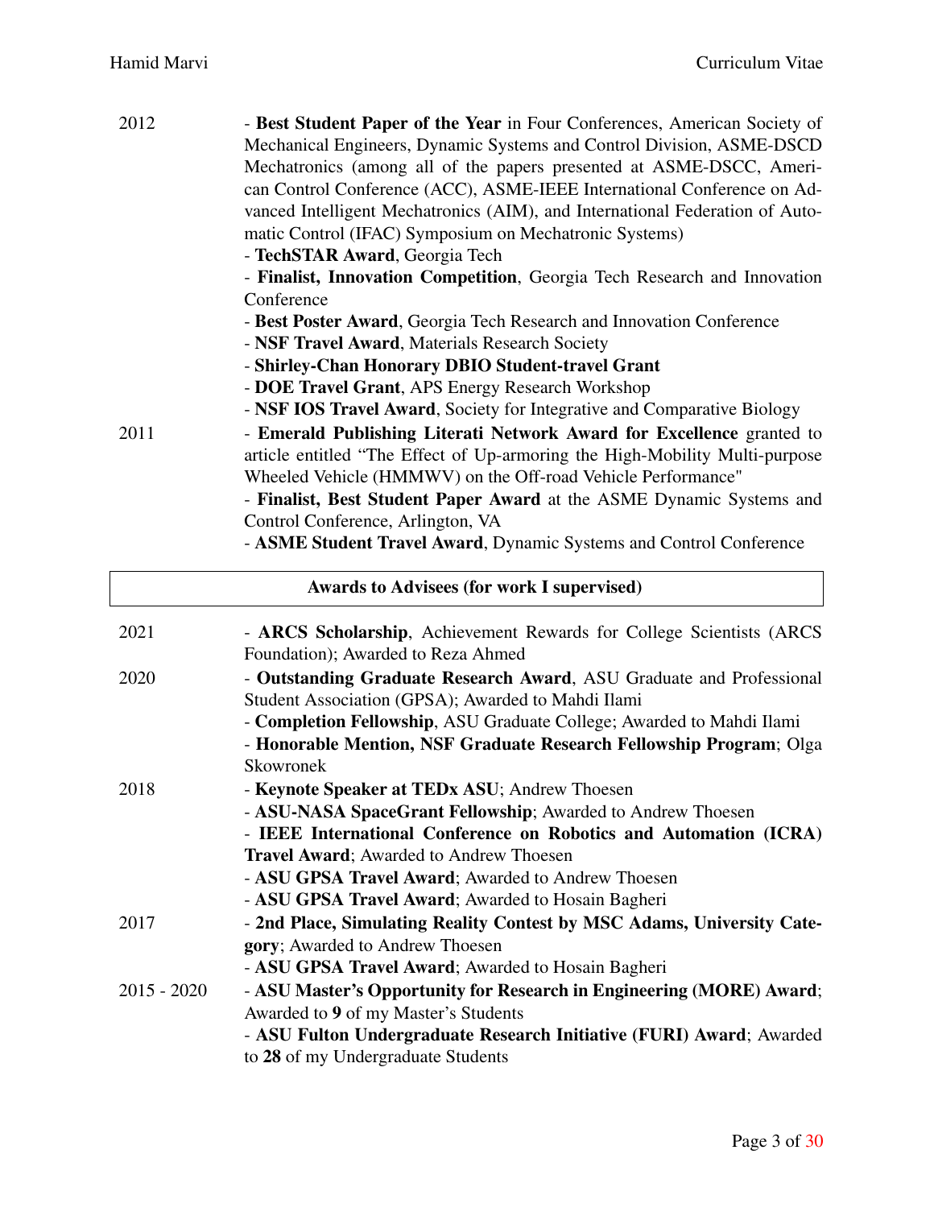| | |
|---|---|
| 2012 | - **Best Student Paper of the Year** in Four Conferences, American Society of Mechanical Engineers, Dynamic Systems and Control Division, ASME-DSCD Mechatronics (among all of the papers presented at ASME-DSCC, American Control Conference (ACC), ASME-IEEE International Conference on Advanced Intelligent Mechatronics (AIM), and International Federation of Automatic Control (IFAC) Symposium on Mechatronic Systems)<br>- **TechSTAR Award**, Georgia Tech<br>- **Finalist, Innovation Competition**, Georgia Tech Research and Innovation Conference<br>- **Best Poster Award**, Georgia Tech Research and Innovation Conference<br>- **NSF Travel Award**, Materials Research Society<br>- **Shirley-Chan Honorary DBIO Student-travel Grant**<br>- **DOE Travel Grant**, APS Energy Research Workshop<br>- **NSF IOS Travel Award**, Society for Integrative and Comparative Biology |
| 2011 | - **Emerald Publishing Literati Network Award for Excellence** granted to article entitled "The Effect of Up-armoring the High-Mobility Multi-purpose Wheeled Vehicle (HMMWV) on the Off-road Vehicle Performance"<br>- **Finalist, Best Student Paper Award** at the ASME Dynamic Systems and Control Conference, Arlington, VA<br>- **ASME Student Travel Award**, Dynamic Systems and Control Conference |

## Awards to Advisees (for work I supervised)

| | |
|---|---|
| 2021 | - **ARCS Scholarship**, Achievement Rewards for College Scientists (ARCS Foundation); Awarded to Reza Ahmed |
| 2020 | - **Outstanding Graduate Research Award**, ASU Graduate and Professional Student Association (GPSA); Awarded to Mahdi Ilami<br>- **Completion Fellowship**, ASU Graduate College; Awarded to Mahdi Ilami<br>- **Honorable Mention, NSF Graduate Research Fellowship Program**; Olga Skowronek |
| 2018 | - **Keynote Speaker at TEDx ASU**; Andrew Thoesen<br>- **ASU-NASA SpaceGrant Fellowship**; Awarded to Andrew Thoesen<br>- **IEEE International Conference on Robotics and Automation (ICRA) Travel Award**; Awarded to Andrew Thoesen<br>- **ASU GPSA Travel Award**; Awarded to Andrew Thoesen<br>- **ASU GPSA Travel Award**; Awarded to Hosain Bagheri |
| 2017 | - **2nd Place, Simulating Reality Contest by MSC Adams, University Category**; Awarded to Andrew Thoesen<br>- **ASU GPSA Travel Award**; Awarded to Hosain Bagheri |
| 2015 - 2020 | - **ASU Master's Opportunity for Research in Engineering (MORE) Award**; Awarded to **9** of my Master's Students<br>- **ASU Fulton Undergraduate Research Initiative (FURI) Award**; Awarded to **28** of my Undergraduate Students |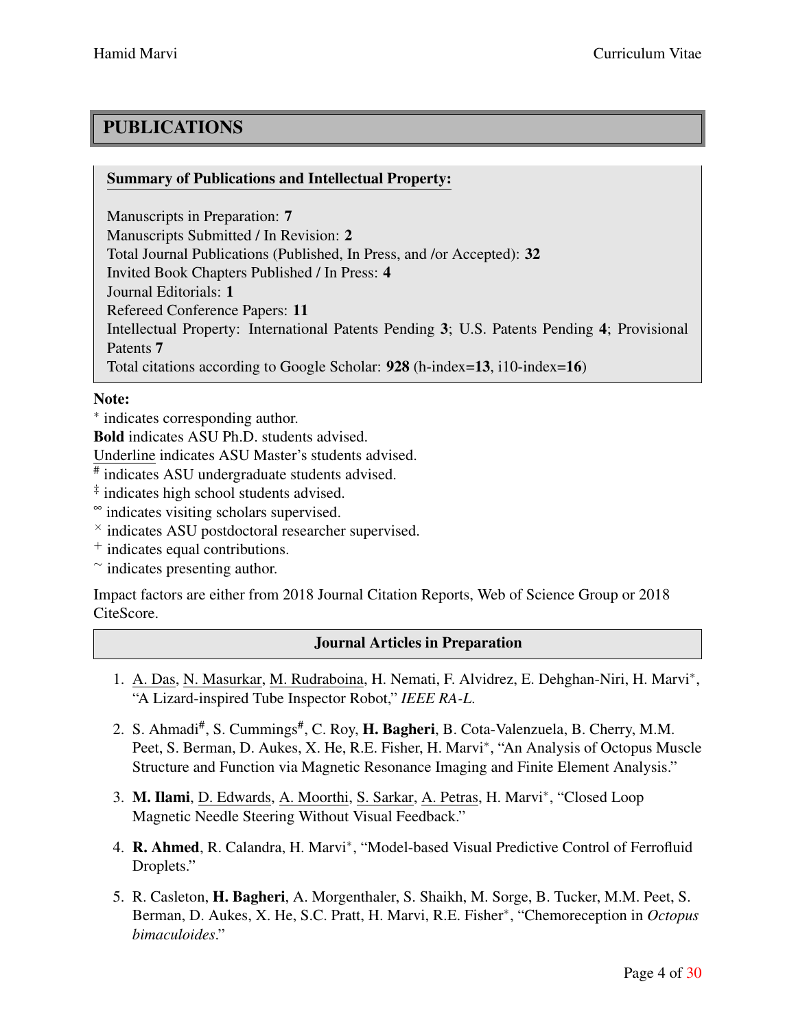# PUBLICATIONS

**Summary of Publications and Intellectual Property:**

Manuscripts in Preparation: **7**
Manuscripts Submitted / In Revision: **2**
Total Journal Publications (Published, In Press, and /or Accepted): **32**
Invited Book Chapters Published / In Press: **4**
Journal Editorials: **1**
Refereed Conference Papers: **11**
Intellectual Property: International Patents Pending **3**; U.S. Patents Pending **4**; Provisional Patents **7**
Total citations according to Google Scholar: **928** (h-index=**13**, i10-index=**16**)

**Note:**

$^{*}$ indicates corresponding author.
**Bold** indicates ASU Ph.D. students advised.
<u>Underline</u> indicates ASU Master's students advised.
$^{\#}$ indicates ASU undergraduate students advised.
$^{\ddagger}$ indicates high school students advised.
$^{\infty}$ indicates visiting scholars supervised.
$^{\times}$ indicates ASU postdoctoral researcher supervised.
$^{+}$ indicates equal contributions.
$^{\sim}$ indicates presenting author.

Impact factors are either from 2018 Journal Citation Reports, Web of Science Group or 2018 CiteScore.

## Journal Articles in Preparation

1. <u>A. Das</u>, <u>N. Masurkar</u>, <u>M. Rudraboina</u>, H. Nemati, F. Alvidrez, E. Dehghan-Niri, H. Marvi$^{*}$, "A Lizard-inspired Tube Inspector Robot," *IEEE RA-L.*

2. S. Ahmadi$^{\#}$, S. Cummings$^{\#}$, C. Roy, **H. Bagheri**, B. Cota-Valenzuela, B. Cherry, M.M. Peet, S. Berman, D. Aukes, X. He, R.E. Fisher, H. Marvi$^{*}$, "An Analysis of Octopus Muscle Structure and Function via Magnetic Resonance Imaging and Finite Element Analysis."

3. **M. Ilami**, <u>D. Edwards</u>, <u>A. Moorthi</u>, <u>S. Sarkar</u>, <u>A. Petras</u>, H. Marvi$^{*}$, "Closed Loop Magnetic Needle Steering Without Visual Feedback."

4. **R. Ahmed**, R. Calandra, H. Marvi$^{*}$, "Model-based Visual Predictive Control of Ferrofluid Droplets."

5. R. Casleton, **H. Bagheri**, A. Morgenthaler, S. Shaikh, M. Sorge, B. Tucker, M.M. Peet, S. Berman, D. Aukes, X. He, S.C. Pratt, H. Marvi, R.E. Fisher$^{*}$, "Chemoreception in *Octopus bimaculoides*."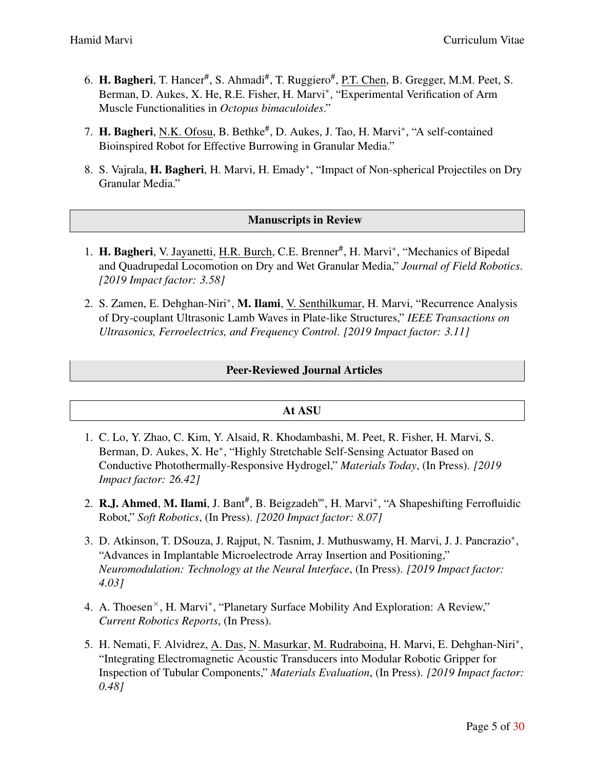6. **H. Bagheri**, T. Hancer#, S. Ahmadi#, T. Ruggiero#, P.T. Chen, B. Gregger, M.M. Peet, S. Berman, D. Aukes, X. He, R.E. Fisher, H. Marvi*, "Experimental Verification of Arm Muscle Functionalities in *Octopus bimaculoides*."

7. **H. Bagheri**, N.K. Ofosu, B. Bethke#, D. Aukes, J. Tao, H. Marvi*, "A self-contained Bioinspired Robot for Effective Burrowing in Granular Media."

8. S. Vajrala, **H. Bagheri**, H. Marvi, H. Emady*, "Impact of Non-spherical Projectiles on Dry Granular Media."

## Manuscripts in Review

1. **H. Bagheri**, V. Jayanetti, H.R. Burch, C.E. Brenner#, H. Marvi*, "Mechanics of Bipedal and Quadrupedal Locomotion on Dry and Wet Granular Media," *Journal of Field Robotics*. *[2019 Impact factor: 3.58]*

2. S. Zamen, E. Dehghan-Niri*, **M. Ilami**, V. Senthilkumar, H. Marvi, "Recurrence Analysis of Dry-couplant Ultrasonic Lamb Waves in Plate-like Structures," *IEEE Transactions on Ultrasonics, Ferroelectrics, and Frequency Control*. *[2019 Impact factor: 3.11]*

## Peer-Reviewed Journal Articles

### At ASU

1. C. Lo, Y. Zhao, C. Kim, Y. Alsaid, R. Khodambashi, M. Peet, R. Fisher, H. Marvi, S. Berman, D. Aukes, X. He*, "Highly Stretchable Self-Sensing Actuator Based on Conductive Photothermally-Responsive Hydrogel," *Materials Today*, (In Press). *[2019 Impact factor: 26.42]*

2. **R.J. Ahmed**, **M. Ilami**, J. Bant#, B. Beigzadeh∞, H. Marvi*, "A Shapeshifting Ferrofluidic Robot," *Soft Robotics*, (In Press). *[2020 Impact factor: 8.07]*

3. D. Atkinson, T. DSouza, J. Rajput, N. Tasnim, J. Muthuswamy, H. Marvi, J. J. Pancrazio*, "Advances in Implantable Microelectrode Array Insertion and Positioning," *Neuromodulation: Technology at the Neural Interface*, (In Press). *[2019 Impact factor: 4.03]*

4. A. Thoesen×, H. Marvi*, "Planetary Surface Mobility And Exploration: A Review," *Current Robotics Reports*, (In Press).

5. H. Nemati, F. Alvidrez, A. Das, N. Masurkar, M. Rudraboina, H. Marvi, E. Dehghan-Niri*, "Integrating Electromagnetic Acoustic Transducers into Modular Robotic Gripper for Inspection of Tubular Components," *Materials Evaluation*, (In Press). *[2019 Impact factor: 0.48]*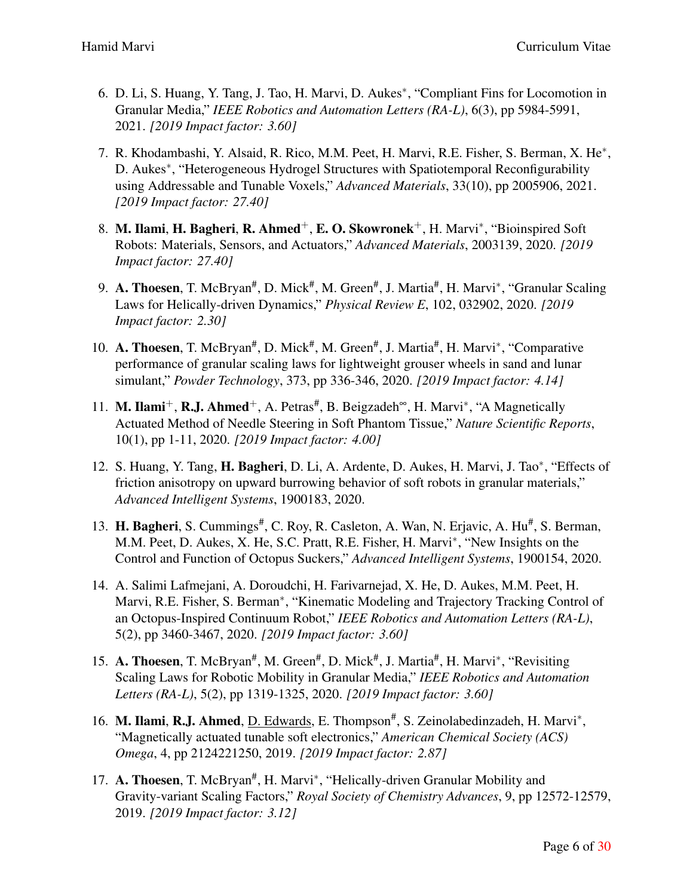6. D. Li, S. Huang, Y. Tang, J. Tao, H. Marvi, D. Aukes*, "Compliant Fins for Locomotion in Granular Media," *IEEE Robotics and Automation Letters (RA-L)*, 6(3), pp 5984-5991, 2021. *[2019 Impact factor: 3.60]*

7. R. Khodambashi, Y. Alsaid, R. Rico, M.M. Peet, H. Marvi, R.E. Fisher, S. Berman, X. He*, D. Aukes*, "Heterogeneous Hydrogel Structures with Spatiotemporal Reconfigurability using Addressable and Tunable Voxels," *Advanced Materials*, 33(10), pp 2005906, 2021. *[2019 Impact factor: 27.40]*

8. **M. Ilami**, **H. Bagheri**, **R. Ahmed**+, **E. O. Skowronek**+, H. Marvi*, "Bioinspired Soft Robots: Materials, Sensors, and Actuators," *Advanced Materials*, 2003139, 2020. *[2019 Impact factor: 27.40]*

9. **A. Thoesen**, T. McBryan#, D. Mick#, M. Green#, J. Martia#, H. Marvi*, "Granular Scaling Laws for Helically-driven Dynamics," *Physical Review E*, 102, 032902, 2020. *[2019 Impact factor: 2.30]*

10. **A. Thoesen**, T. McBryan#, D. Mick#, M. Green#, J. Martia#, H. Marvi*, "Comparative performance of granular scaling laws for lightweight grouser wheels in sand and lunar simulant," *Powder Technology*, 373, pp 336-346, 2020. *[2019 Impact factor: 4.14]*

11. **M. Ilami**+, **R.J. Ahmed**+, A. Petras#, B. Beigzadeh∞, H. Marvi*, "A Magnetically Actuated Method of Needle Steering in Soft Phantom Tissue," *Nature Scientific Reports*, 10(1), pp 1-11, 2020. *[2019 Impact factor: 4.00]*

12. S. Huang, Y. Tang, **H. Bagheri**, D. Li, A. Ardente, D. Aukes, H. Marvi, J. Tao*, "Effects of friction anisotropy on upward burrowing behavior of soft robots in granular materials," *Advanced Intelligent Systems*, 1900183, 2020.

13. **H. Bagheri**, S. Cummings#, C. Roy, R. Casleton, A. Wan, N. Erjavic, A. Hu#, S. Berman, M.M. Peet, D. Aukes, X. He, S.C. Pratt, R.E. Fisher, H. Marvi*, "New Insights on the Control and Function of Octopus Suckers," *Advanced Intelligent Systems*, 1900154, 2020.

14. A. Salimi Lafmejani, A. Doroudchi, H. Farivarnejad, X. He, D. Aukes, M.M. Peet, H. Marvi, R.E. Fisher, S. Berman*, "Kinematic Modeling and Trajectory Tracking Control of an Octopus-Inspired Continuum Robot," *IEEE Robotics and Automation Letters (RA-L)*, 5(2), pp 3460-3467, 2020. *[2019 Impact factor: 3.60]*

15. **A. Thoesen**, T. McBryan#, M. Green#, D. Mick#, J. Martia#, H. Marvi*, "Revisiting Scaling Laws for Robotic Mobility in Granular Media," *IEEE Robotics and Automation Letters (RA-L)*, 5(2), pp 1319-1325, 2020. *[2019 Impact factor: 3.60]*

16. **M. Ilami**, **R.J. Ahmed**, <u>D. Edwards</u>, E. Thompson#, S. Zeinolabedinzadeh, H. Marvi*, "Magnetically actuated tunable soft electronics," *American Chemical Society (ACS) Omega*, 4, pp 2124221250, 2019. *[2019 Impact factor: 2.87]*

17. **A. Thoesen**, T. McBryan#, H. Marvi*, "Helically-driven Granular Mobility and Gravity-variant Scaling Factors," *Royal Society of Chemistry Advances*, 9, pp 12572-12579, 2019. *[2019 Impact factor: 3.12]*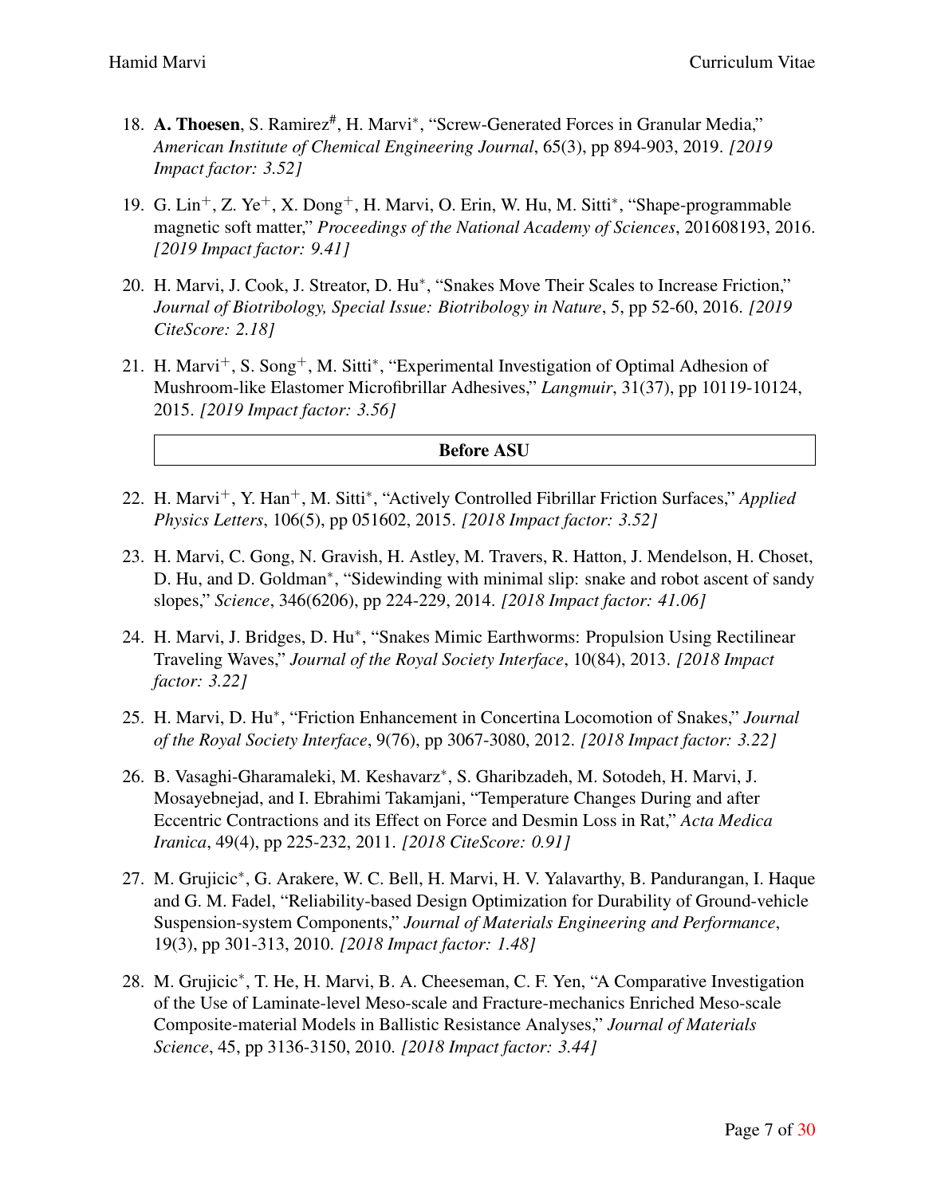18. **A. Thoesen**, S. Ramirez#, H. Marvi*, "Screw-Generated Forces in Granular Media," *American Institute of Chemical Engineering Journal*, 65(3), pp 894-903, 2019. *[2019 Impact factor: 3.52]*

19. G. Lin+, Z. Ye+, X. Dong+, H. Marvi, O. Erin, W. Hu, M. Sitti*, "Shape-programmable magnetic soft matter," *Proceedings of the National Academy of Sciences*, 201608193, 2016. *[2019 Impact factor: 9.41]*

20. H. Marvi, J. Cook, J. Streator, D. Hu*, "Snakes Move Their Scales to Increase Friction," *Journal of Biotribology, Special Issue: Biotribology in Nature*, 5, pp 52-60, 2016. *[2019 CiteScore: 2.18]*

21. H. Marvi+, S. Song+, M. Sitti*, "Experimental Investigation of Optimal Adhesion of Mushroom-like Elastomer Microfibrillar Adhesives," *Langmuir*, 31(37), pp 10119-10124, 2015. *[2019 Impact factor: 3.56]*

| **Before ASU** |
|---|

22. H. Marvi+, Y. Han+, M. Sitti*, "Actively Controlled Fibrillar Friction Surfaces," *Applied Physics Letters*, 106(5), pp 051602, 2015. *[2018 Impact factor: 3.52]*

23. H. Marvi, C. Gong, N. Gravish, H. Astley, M. Travers, R. Hatton, J. Mendelson, H. Choset, D. Hu, and D. Goldman*, "Sidewinding with minimal slip: snake and robot ascent of sandy slopes," *Science*, 346(6206), pp 224-229, 2014. *[2018 Impact factor: 41.06]*

24. H. Marvi, J. Bridges, D. Hu*, "Snakes Mimic Earthworms: Propulsion Using Rectilinear Traveling Waves," *Journal of the Royal Society Interface*, 10(84), 2013. *[2018 Impact factor: 3.22]*

25. H. Marvi, D. Hu*, "Friction Enhancement in Concertina Locomotion of Snakes," *Journal of the Royal Society Interface*, 9(76), pp 3067-3080, 2012. *[2018 Impact factor: 3.22]*

26. B. Vasaghi-Gharamaleki, M. Keshavarz*, S. Gharibzadeh, M. Sotodeh, H. Marvi, J. Mosayebnejad, and I. Ebrahimi Takamjani, "Temperature Changes During and after Eccentric Contractions and its Effect on Force and Desmin Loss in Rat," *Acta Medica Iranica*, 49(4), pp 225-232, 2011. *[2018 CiteScore: 0.91]*

27. M. Grujicic*, G. Arakere, W. C. Bell, H. Marvi, H. V. Yalavarthy, B. Pandurangan, I. Haque and G. M. Fadel, "Reliability-based Design Optimization for Durability of Ground-vehicle Suspension-system Components," *Journal of Materials Engineering and Performance*, 19(3), pp 301-313, 2010. *[2018 Impact factor: 1.48]*

28. M. Grujicic*, T. He, H. Marvi, B. A. Cheeseman, C. F. Yen, "A Comparative Investigation of the Use of Laminate-level Meso-scale and Fracture-mechanics Enriched Meso-scale Composite-material Models in Ballistic Resistance Analyses," *Journal of Materials Science*, 45, pp 3136-3150, 2010. *[2018 Impact factor: 3.44]*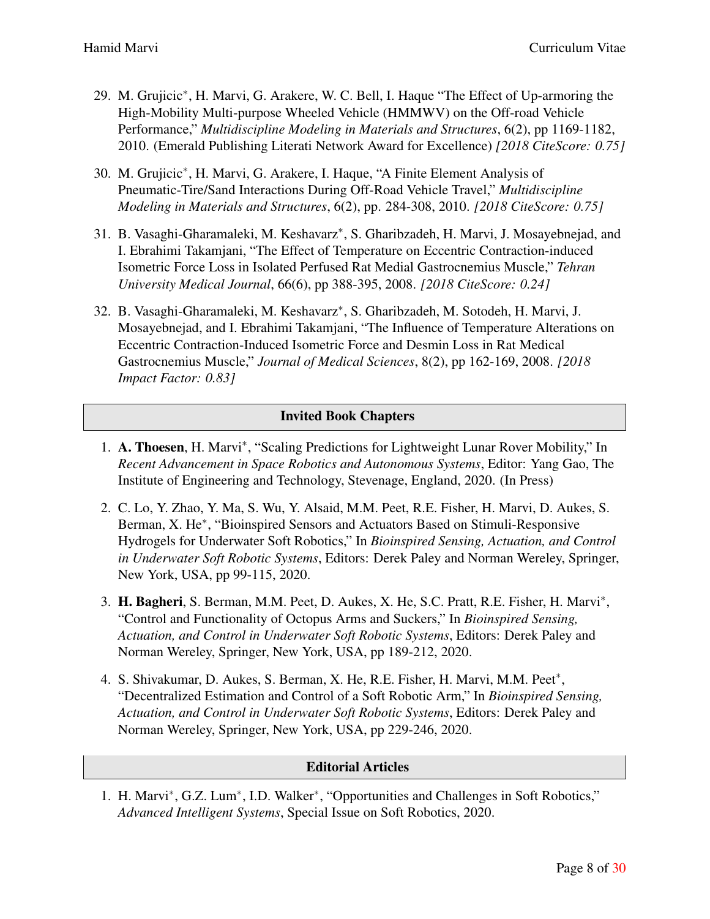29. M. Grujicic*, H. Marvi, G. Arakere, W. C. Bell, I. Haque "The Effect of Up-armoring the High-Mobility Multi-purpose Wheeled Vehicle (HMMWV) on the Off-road Vehicle Performance," *Multidiscipline Modeling in Materials and Structures*, 6(2), pp 1169-1182, 2010. (Emerald Publishing Literati Network Award for Excellence) *[2018 CiteScore: 0.75]*

30. M. Grujicic*, H. Marvi, G. Arakere, I. Haque, "A Finite Element Analysis of Pneumatic-Tire/Sand Interactions During Off-Road Vehicle Travel," *Multidiscipline Modeling in Materials and Structures*, 6(2), pp. 284-308, 2010. *[2018 CiteScore: 0.75]*

31. B. Vasaghi-Gharamaleki, M. Keshavarz*, S. Gharibzadeh, H. Marvi, J. Mosayebnejad, and I. Ebrahimi Takamjani, "The Effect of Temperature on Eccentric Contraction-induced Isometric Force Loss in Isolated Perfused Rat Medial Gastrocnemius Muscle," *Tehran University Medical Journal*, 66(6), pp 388-395, 2008. *[2018 CiteScore: 0.24]*

32. B. Vasaghi-Gharamaleki, M. Keshavarz*, S. Gharibzadeh, M. Sotodeh, H. Marvi, J. Mosayebnejad, and I. Ebrahimi Takamjani, "The Influence of Temperature Alterations on Eccentric Contraction-Induced Isometric Force and Desmin Loss in Rat Medical Gastrocnemius Muscle," *Journal of Medical Sciences*, 8(2), pp 162-169, 2008. *[2018 Impact Factor: 0.83]*

## Invited Book Chapters

1. **A. Thoesen**, H. Marvi*, "Scaling Predictions for Lightweight Lunar Rover Mobility," In *Recent Advancement in Space Robotics and Autonomous Systems*, Editor: Yang Gao, The Institute of Engineering and Technology, Stevenage, England, 2020. (In Press)

2. C. Lo, Y. Zhao, Y. Ma, S. Wu, Y. Alsaid, M.M. Peet, R.E. Fisher, H. Marvi, D. Aukes, S. Berman, X. He*, "Bioinspired Sensors and Actuators Based on Stimuli-Responsive Hydrogels for Underwater Soft Robotics," In *Bioinspired Sensing, Actuation, and Control in Underwater Soft Robotic Systems*, Editors: Derek Paley and Norman Wereley, Springer, New York, USA, pp 99-115, 2020.

3. **H. Bagheri**, S. Berman, M.M. Peet, D. Aukes, X. He, S.C. Pratt, R.E. Fisher, H. Marvi*, "Control and Functionality of Octopus Arms and Suckers," In *Bioinspired Sensing, Actuation, and Control in Underwater Soft Robotic Systems*, Editors: Derek Paley and Norman Wereley, Springer, New York, USA, pp 189-212, 2020.

4. S. Shivakumar, D. Aukes, S. Berman, X. He, R.E. Fisher, H. Marvi, M.M. Peet*, "Decentralized Estimation and Control of a Soft Robotic Arm," In *Bioinspired Sensing, Actuation, and Control in Underwater Soft Robotic Systems*, Editors: Derek Paley and Norman Wereley, Springer, New York, USA, pp 229-246, 2020.

## Editorial Articles

1. H. Marvi*, G.Z. Lum*, I.D. Walker*, "Opportunities and Challenges in Soft Robotics," *Advanced Intelligent Systems*, Special Issue on Soft Robotics, 2020.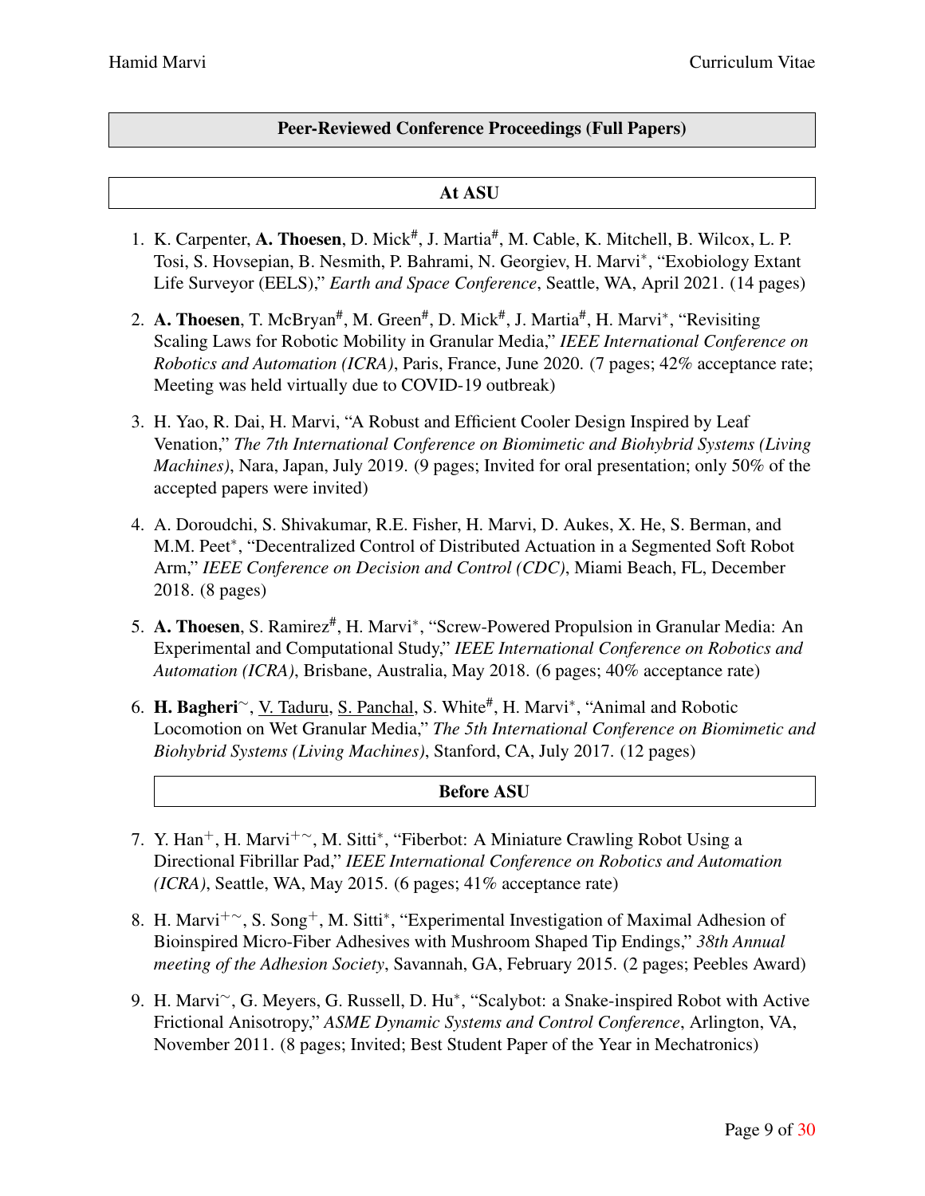## Peer-Reviewed Conference Proceedings (Full Papers)

### At ASU

1. K. Carpenter, **A. Thoesen**, D. Mick#, J. Martia#, M. Cable, K. Mitchell, B. Wilcox, L. P. Tosi, S. Hovsepian, B. Nesmith, P. Bahrami, N. Georgiev, H. Marvi*, "Exobiology Extant Life Surveyor (EELS)," *Earth and Space Conference*, Seattle, WA, April 2021. (14 pages)

2. **A. Thoesen**, T. McBryan#, M. Green#, D. Mick#, J. Martia#, H. Marvi*, "Revisiting Scaling Laws for Robotic Mobility in Granular Media," *IEEE International Conference on Robotics and Automation (ICRA)*, Paris, France, June 2020. (7 pages; 42% acceptance rate; Meeting was held virtually due to COVID-19 outbreak)

3. H. Yao, R. Dai, H. Marvi, "A Robust and Efficient Cooler Design Inspired by Leaf Venation," *The 7th International Conference on Biomimetic and Biohybrid Systems (Living Machines)*, Nara, Japan, July 2019. (9 pages; Invited for oral presentation; only 50% of the accepted papers were invited)

4. A. Doroudchi, S. Shivakumar, R.E. Fisher, H. Marvi, D. Aukes, X. He, S. Berman, and M.M. Peet*, "Decentralized Control of Distributed Actuation in a Segmented Soft Robot Arm," *IEEE Conference on Decision and Control (CDC)*, Miami Beach, FL, December 2018. (8 pages)

5. **A. Thoesen**, S. Ramirez#, H. Marvi*, "Screw-Powered Propulsion in Granular Media: An Experimental and Computational Study," *IEEE International Conference on Robotics and Automation (ICRA)*, Brisbane, Australia, May 2018. (6 pages; 40% acceptance rate)

6. **H. Bagheri**~, <u>V. Taduru</u>, <u>S. Panchal</u>, S. White#, H. Marvi*, "Animal and Robotic Locomotion on Wet Granular Media," *The 5th International Conference on Biomimetic and Biohybrid Systems (Living Machines)*, Stanford, CA, July 2017. (12 pages)

### Before ASU

7. Y. Han+, H. Marvi+~, M. Sitti*, "Fiberbot: A Miniature Crawling Robot Using a Directional Fibrillar Pad," *IEEE International Conference on Robotics and Automation (ICRA)*, Seattle, WA, May 2015. (6 pages; 41% acceptance rate)

8. H. Marvi+~, S. Song+, M. Sitti*, "Experimental Investigation of Maximal Adhesion of Bioinspired Micro-Fiber Adhesives with Mushroom Shaped Tip Endings," *38th Annual meeting of the Adhesion Society*, Savannah, GA, February 2015. (2 pages; Peebles Award)

9. H. Marvi~, G. Meyers, G. Russell, D. Hu*, "Scalybot: a Snake-inspired Robot with Active Frictional Anisotropy," *ASME Dynamic Systems and Control Conference*, Arlington, VA, November 2011. (8 pages; Invited; Best Student Paper of the Year in Mechatronics)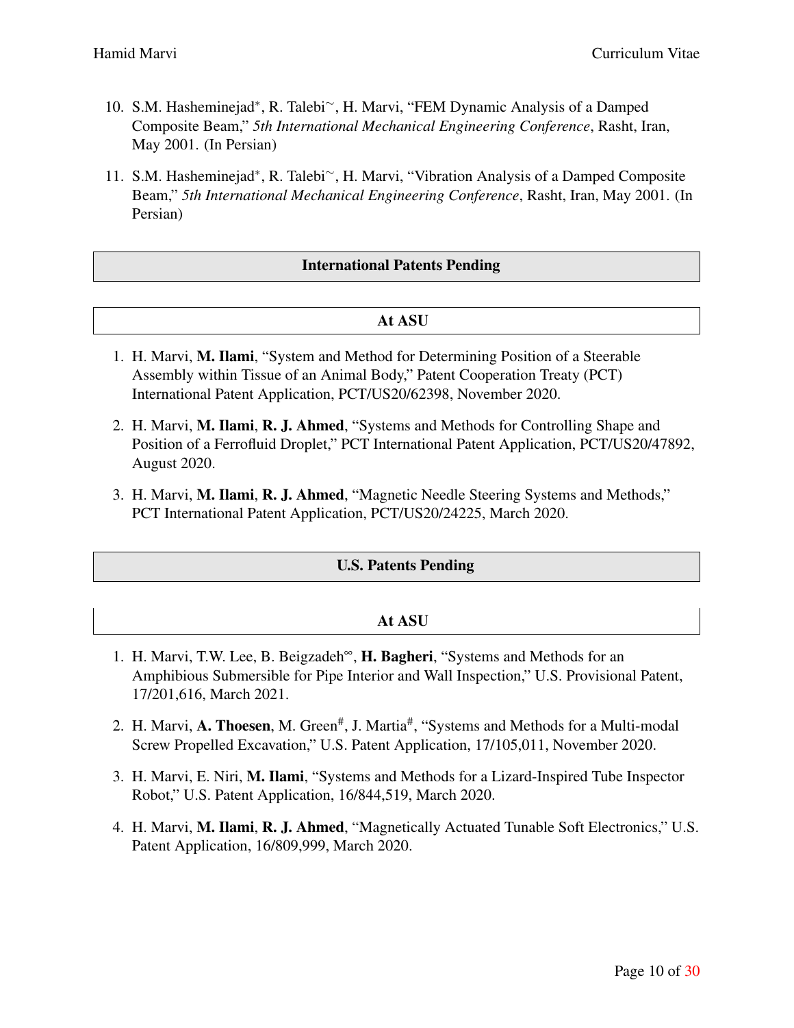10. S.M. Hasheminejad*, R. Talebi~, H. Marvi, "FEM Dynamic Analysis of a Damped Composite Beam," *5th International Mechanical Engineering Conference*, Rasht, Iran, May 2001. (In Persian)

11. S.M. Hasheminejad*, R. Talebi~, H. Marvi, "Vibration Analysis of a Damped Composite Beam," *5th International Mechanical Engineering Conference*, Rasht, Iran, May 2001. (In Persian)

## International Patents Pending

### At ASU

1. H. Marvi, **M. Ilami**, "System and Method for Determining Position of a Steerable Assembly within Tissue of an Animal Body," Patent Cooperation Treaty (PCT) International Patent Application, PCT/US20/62398, November 2020.

2. H. Marvi, **M. Ilami**, **R. J. Ahmed**, "Systems and Methods for Controlling Shape and Position of a Ferrofluid Droplet," PCT International Patent Application, PCT/US20/47892, August 2020.

3. H. Marvi, **M. Ilami**, **R. J. Ahmed**, "Magnetic Needle Steering Systems and Methods," PCT International Patent Application, PCT/US20/24225, March 2020.

## U.S. Patents Pending

### At ASU

1. H. Marvi, T.W. Lee, B. Beigzadeh∞, **H. Bagheri**, "Systems and Methods for an Amphibious Submersible for Pipe Interior and Wall Inspection," U.S. Provisional Patent, 17/201,616, March 2021.

2. H. Marvi, **A. Thoesen**, M. Green#, J. Martia#, "Systems and Methods for a Multi-modal Screw Propelled Excavation," U.S. Patent Application, 17/105,011, November 2020.

3. H. Marvi, E. Niri, **M. Ilami**, "Systems and Methods for a Lizard-Inspired Tube Inspector Robot," U.S. Patent Application, 16/844,519, March 2020.

4. H. Marvi, **M. Ilami**, **R. J. Ahmed**, "Magnetically Actuated Tunable Soft Electronics," U.S. Patent Application, 16/809,999, March 2020.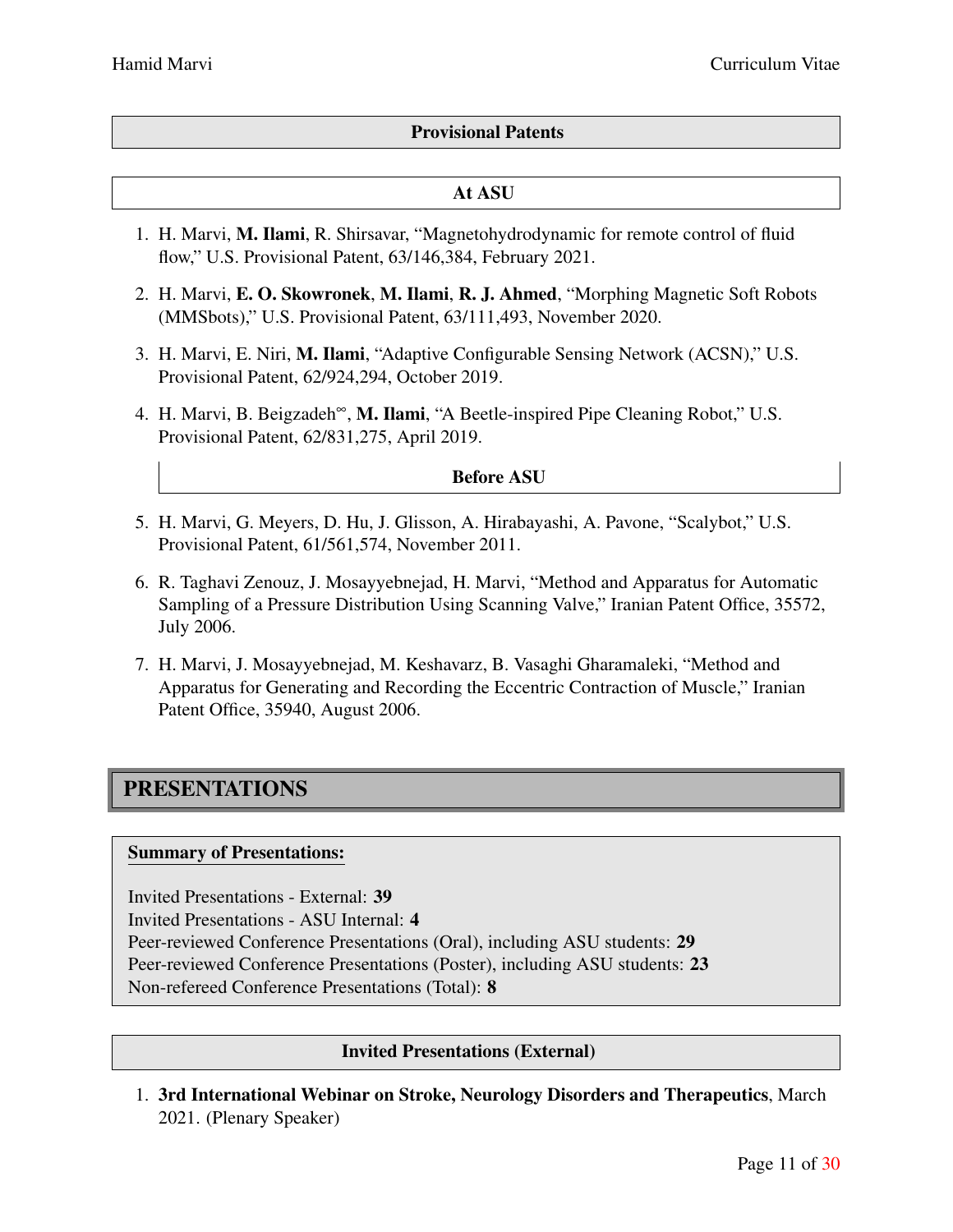### Provisional Patents

#### At ASU

1. H. Marvi, **M. Ilami**, R. Shirsavar, "Magnetohydrodynamic for remote control of fluid flow," U.S. Provisional Patent, 63/146,384, February 2021.
2. H. Marvi, **E. O. Skowronek**, **M. Ilami**, **R. J. Ahmed**, "Morphing Magnetic Soft Robots (MMSbots)," U.S. Provisional Patent, 63/111,493, November 2020.
3. H. Marvi, E. Niri, **M. Ilami**, "Adaptive Configurable Sensing Network (ACSN)," U.S. Provisional Patent, 62/924,294, October 2019.
4. H. Marvi, B. Beigzadeh$^{\infty}$, **M. Ilami**, "A Beetle-inspired Pipe Cleaning Robot," U.S. Provisional Patent, 62/831,275, April 2019.

#### Before ASU

5. H. Marvi, G. Meyers, D. Hu, J. Glisson, A. Hirabayashi, A. Pavone, "Scalybot," U.S. Provisional Patent, 61/561,574, November 2011.
6. R. Taghavi Zenouz, J. Mosayyebnejad, H. Marvi, "Method and Apparatus for Automatic Sampling of a Pressure Distribution Using Scanning Valve," Iranian Patent Office, 35572, July 2006.
7. H. Marvi, J. Mosayyebnejad, M. Keshavarz, B. Vasaghi Gharamaleki, "Method and Apparatus for Generating and Recording the Eccentric Contraction of Muscle," Iranian Patent Office, 35940, August 2006.

## PRESENTATIONS

**Summary of Presentations:**

Invited Presentations - External: **39**
Invited Presentations - ASU Internal: **4**
Peer-reviewed Conference Presentations (Oral), including ASU students: **29**
Peer-reviewed Conference Presentations (Poster), including ASU students: **23**
Non-refereed Conference Presentations (Total): **8**

### Invited Presentations (External)

1. **3rd International Webinar on Stroke, Neurology Disorders and Therapeutics**, March 2021. (Plenary Speaker)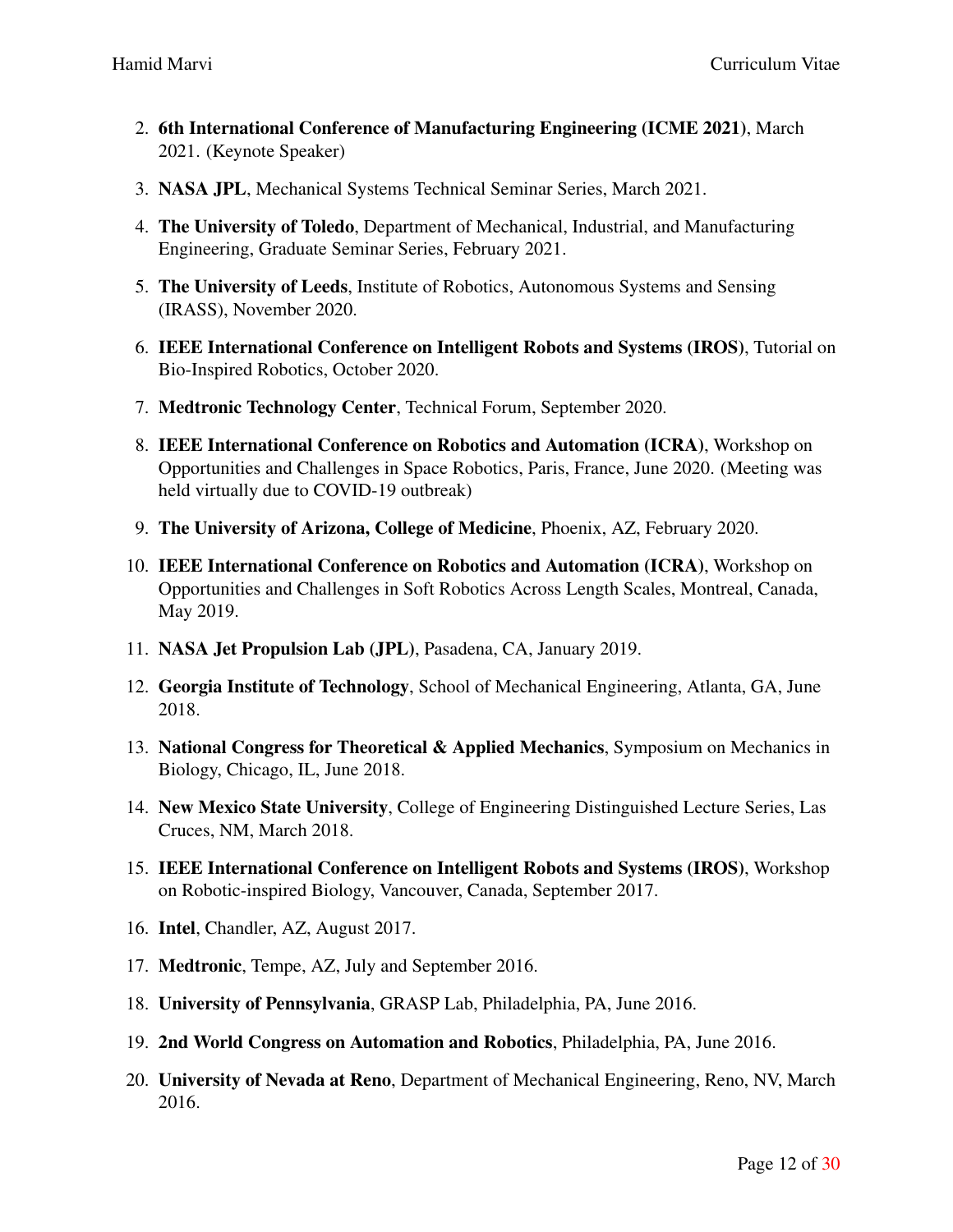2. **6th International Conference of Manufacturing Engineering (ICME 2021)**, March 2021. (Keynote Speaker)
3. **NASA JPL**, Mechanical Systems Technical Seminar Series, March 2021.
4. **The University of Toledo**, Department of Mechanical, Industrial, and Manufacturing Engineering, Graduate Seminar Series, February 2021.
5. **The University of Leeds**, Institute of Robotics, Autonomous Systems and Sensing (IRASS), November 2020.
6. **IEEE International Conference on Intelligent Robots and Systems (IROS)**, Tutorial on Bio-Inspired Robotics, October 2020.
7. **Medtronic Technology Center**, Technical Forum, September 2020.
8. **IEEE International Conference on Robotics and Automation (ICRA)**, Workshop on Opportunities and Challenges in Space Robotics, Paris, France, June 2020. (Meeting was held virtually due to COVID-19 outbreak)
9. **The University of Arizona, College of Medicine**, Phoenix, AZ, February 2020.
10. **IEEE International Conference on Robotics and Automation (ICRA)**, Workshop on Opportunities and Challenges in Soft Robotics Across Length Scales, Montreal, Canada, May 2019.
11. **NASA Jet Propulsion Lab (JPL)**, Pasadena, CA, January 2019.
12. **Georgia Institute of Technology**, School of Mechanical Engineering, Atlanta, GA, June 2018.
13. **National Congress for Theoretical & Applied Mechanics**, Symposium on Mechanics in Biology, Chicago, IL, June 2018.
14. **New Mexico State University**, College of Engineering Distinguished Lecture Series, Las Cruces, NM, March 2018.
15. **IEEE International Conference on Intelligent Robots and Systems (IROS)**, Workshop on Robotic-inspired Biology, Vancouver, Canada, September 2017.
16. **Intel**, Chandler, AZ, August 2017.
17. **Medtronic**, Tempe, AZ, July and September 2016.
18. **University of Pennsylvania**, GRASP Lab, Philadelphia, PA, June 2016.
19. **2nd World Congress on Automation and Robotics**, Philadelphia, PA, June 2016.
20. **University of Nevada at Reno**, Department of Mechanical Engineering, Reno, NV, March 2016.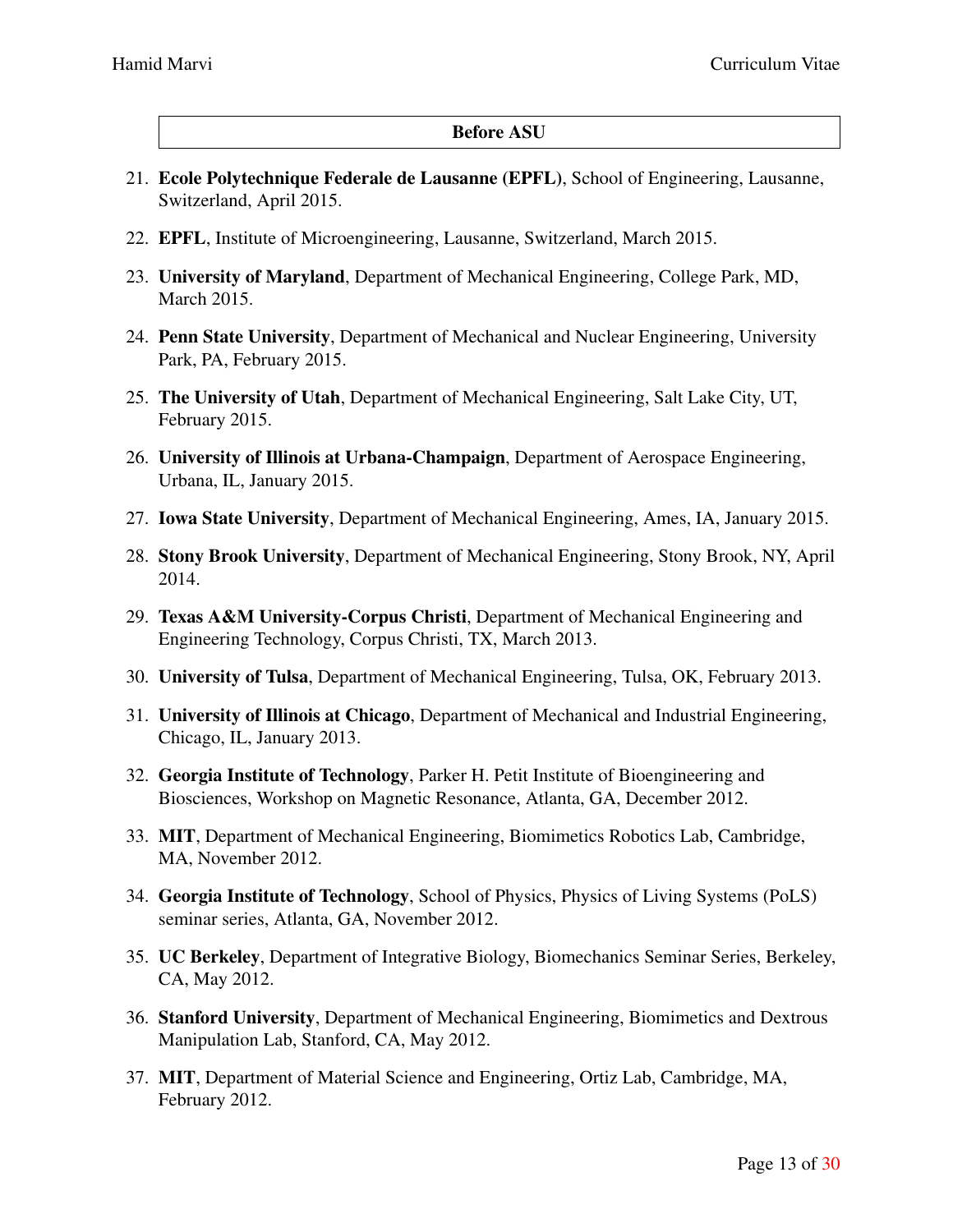**Before ASU**

21. **Ecole Polytechnique Federale de Lausanne (EPFL)**, School of Engineering, Lausanne, Switzerland, April 2015.
22. **EPFL**, Institute of Microengineering, Lausanne, Switzerland, March 2015.
23. **University of Maryland**, Department of Mechanical Engineering, College Park, MD, March 2015.
24. **Penn State University**, Department of Mechanical and Nuclear Engineering, University Park, PA, February 2015.
25. **The University of Utah**, Department of Mechanical Engineering, Salt Lake City, UT, February 2015.
26. **University of Illinois at Urbana-Champaign**, Department of Aerospace Engineering, Urbana, IL, January 2015.
27. **Iowa State University**, Department of Mechanical Engineering, Ames, IA, January 2015.
28. **Stony Brook University**, Department of Mechanical Engineering, Stony Brook, NY, April 2014.
29. **Texas A&M University-Corpus Christi**, Department of Mechanical Engineering and Engineering Technology, Corpus Christi, TX, March 2013.
30. **University of Tulsa**, Department of Mechanical Engineering, Tulsa, OK, February 2013.
31. **University of Illinois at Chicago**, Department of Mechanical and Industrial Engineering, Chicago, IL, January 2013.
32. **Georgia Institute of Technology**, Parker H. Petit Institute of Bioengineering and Biosciences, Workshop on Magnetic Resonance, Atlanta, GA, December 2012.
33. **MIT**, Department of Mechanical Engineering, Biomimetics Robotics Lab, Cambridge, MA, November 2012.
34. **Georgia Institute of Technology**, School of Physics, Physics of Living Systems (PoLS) seminar series, Atlanta, GA, November 2012.
35. **UC Berkeley**, Department of Integrative Biology, Biomechanics Seminar Series, Berkeley, CA, May 2012.
36. **Stanford University**, Department of Mechanical Engineering, Biomimetics and Dextrous Manipulation Lab, Stanford, CA, May 2012.
37. **MIT**, Department of Material Science and Engineering, Ortiz Lab, Cambridge, MA, February 2012.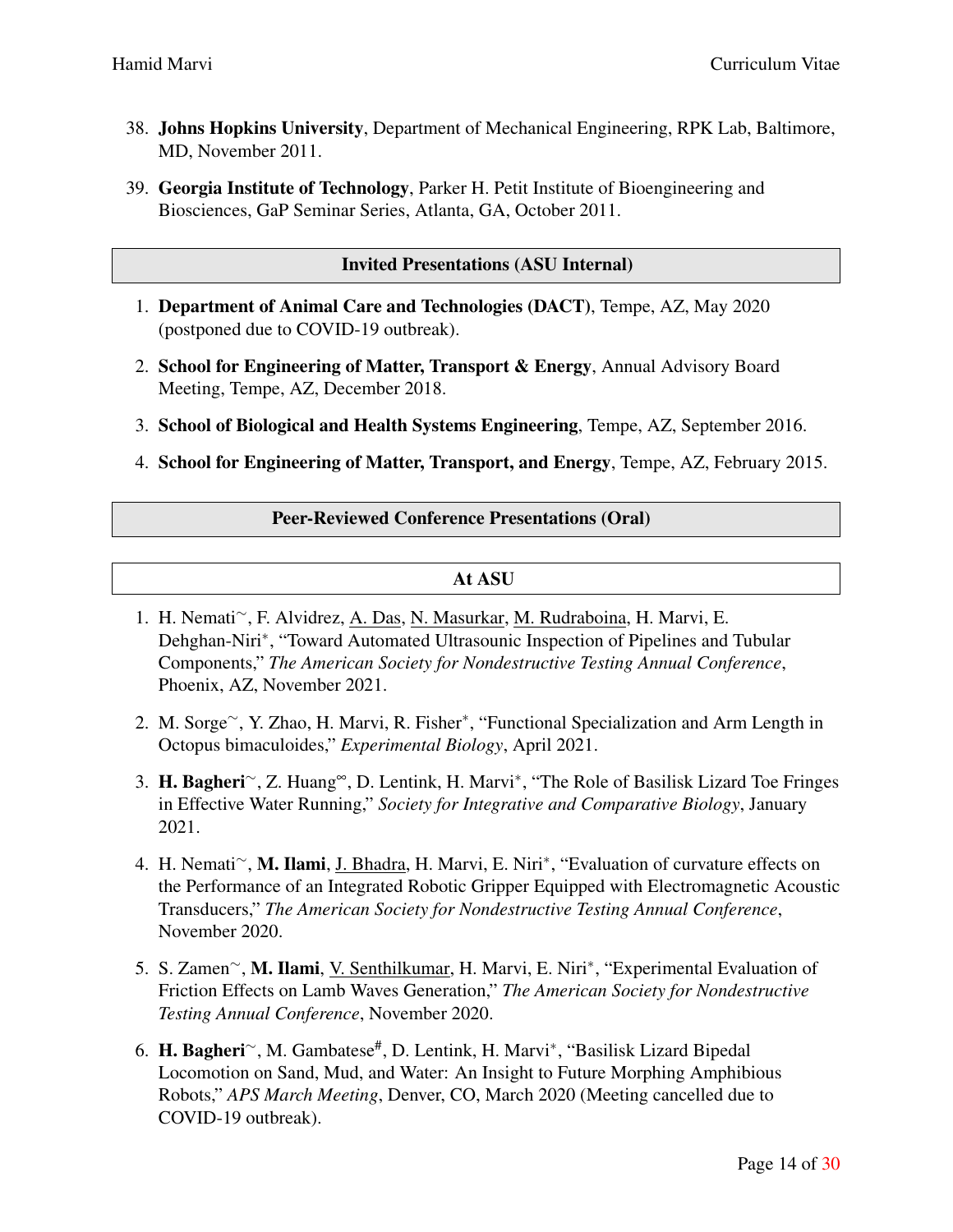38. **Johns Hopkins University**, Department of Mechanical Engineering, RPK Lab, Baltimore, MD, November 2011.

39. **Georgia Institute of Technology**, Parker H. Petit Institute of Bioengineering and Biosciences, GaP Seminar Series, Atlanta, GA, October 2011.

## Invited Presentations (ASU Internal)

1. **Department of Animal Care and Technologies (DACT)**, Tempe, AZ, May 2020 (postponed due to COVID-19 outbreak).

2. **School for Engineering of Matter, Transport & Energy**, Annual Advisory Board Meeting, Tempe, AZ, December 2018.

3. **School of Biological and Health Systems Engineering**, Tempe, AZ, September 2016.

4. **School for Engineering of Matter, Transport, and Energy**, Tempe, AZ, February 2015.

## Peer-Reviewed Conference Presentations (Oral)

### At ASU

1. H. Nemati~, F. Alvidrez, <u>A. Das</u>, <u>N. Masurkar</u>, <u>M. Rudraboina</u>, H. Marvi, E. Dehghan-Niri*, "Toward Automated Ultrasounic Inspection of Pipelines and Tubular Components," *The American Society for Nondestructive Testing Annual Conference*, Phoenix, AZ, November 2021.

2. M. Sorge~, Y. Zhao, H. Marvi, R. Fisher*, "Functional Specialization and Arm Length in Octopus bimaculoides," *Experimental Biology*, April 2021.

3. **H. Bagheri**~, Z. Huang∞, D. Lentink, H. Marvi*, "The Role of Basilisk Lizard Toe Fringes in Effective Water Running," *Society for Integrative and Comparative Biology*, January 2021.

4. H. Nemati~, **M. Ilami**, <u>J. Bhadra</u>, H. Marvi, E. Niri*, "Evaluation of curvature effects on the Performance of an Integrated Robotic Gripper Equipped with Electromagnetic Acoustic Transducers," *The American Society for Nondestructive Testing Annual Conference*, November 2020.

5. S. Zamen~, **M. Ilami**, <u>V. Senthilkumar</u>, H. Marvi, E. Niri*, "Experimental Evaluation of Friction Effects on Lamb Waves Generation," *The American Society for Nondestructive Testing Annual Conference*, November 2020.

6. **H. Bagheri**~, M. Gambatese#, D. Lentink, H. Marvi*, "Basilisk Lizard Bipedal Locomotion on Sand, Mud, and Water: An Insight to Future Morphing Amphibious Robots," *APS March Meeting*, Denver, CO, March 2020 (Meeting cancelled due to COVID-19 outbreak).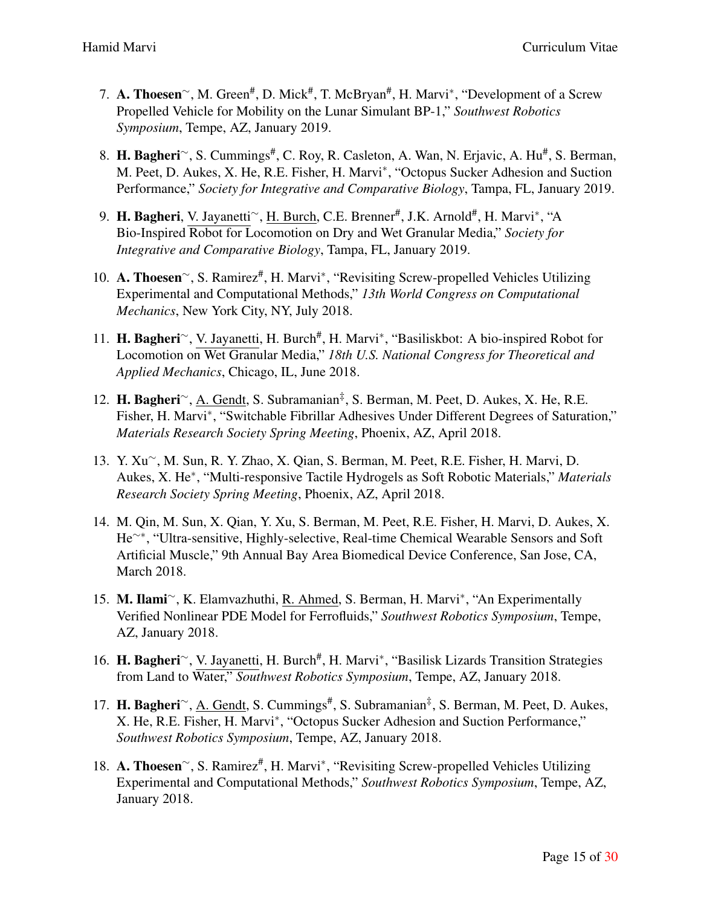7. **A. Thoesen**~, M. Green#, D. Mick#, T. McBryan#, H. Marvi*, "Development of a Screw Propelled Vehicle for Mobility on the Lunar Simulant BP-1," *Southwest Robotics Symposium*, Tempe, AZ, January 2019.

8. **H. Bagheri**~, S. Cummings#, C. Roy, R. Casleton, A. Wan, N. Erjavic, A. Hu#, S. Berman, M. Peet, D. Aukes, X. He, R.E. Fisher, H. Marvi*, "Octopus Sucker Adhesion and Suction Performance," *Society for Integrative and Comparative Biology*, Tampa, FL, January 2019.

9. **H. Bagheri**, V. Jayanetti~, H. Burch, C.E. Brenner#, J.K. Arnold#, H. Marvi*, "A Bio-Inspired Robot for Locomotion on Dry and Wet Granular Media," *Society for Integrative and Comparative Biology*, Tampa, FL, January 2019.

10. **A. Thoesen**~, S. Ramirez#, H. Marvi*, "Revisiting Screw-propelled Vehicles Utilizing Experimental and Computational Methods," *13th World Congress on Computational Mechanics*, New York City, NY, July 2018.

11. **H. Bagheri**~, V. Jayanetti, H. Burch#, H. Marvi*, "Basiliskbot: A bio-inspired Robot for Locomotion on Wet Granular Media," *18th U.S. National Congress for Theoretical and Applied Mechanics*, Chicago, IL, June 2018.

12. **H. Bagheri**~, A. Gendt, S. Subramanian‡, S. Berman, M. Peet, D. Aukes, X. He, R.E. Fisher, H. Marvi*, "Switchable Fibrillar Adhesives Under Different Degrees of Saturation," *Materials Research Society Spring Meeting*, Phoenix, AZ, April 2018.

13. Y. Xu~, M. Sun, R. Y. Zhao, X. Qian, S. Berman, M. Peet, R.E. Fisher, H. Marvi, D. Aukes, X. He*, "Multi-responsive Tactile Hydrogels as Soft Robotic Materials," *Materials Research Society Spring Meeting*, Phoenix, AZ, April 2018.

14. M. Qin, M. Sun, X. Qian, Y. Xu, S. Berman, M. Peet, R.E. Fisher, H. Marvi, D. Aukes, X. He~*, "Ultra-sensitive, Highly-selective, Real-time Chemical Wearable Sensors and Soft Artificial Muscle," 9th Annual Bay Area Biomedical Device Conference, San Jose, CA, March 2018.

15. **M. Ilami**~, K. Elamvazhuthi, R. Ahmed, S. Berman, H. Marvi*, "An Experimentally Verified Nonlinear PDE Model for Ferrofluids," *Southwest Robotics Symposium*, Tempe, AZ, January 2018.

16. **H. Bagheri**~, V. Jayanetti, H. Burch#, H. Marvi*, "Basilisk Lizards Transition Strategies from Land to Water," *Southwest Robotics Symposium*, Tempe, AZ, January 2018.

17. **H. Bagheri**~, A. Gendt, S. Cummings#, S. Subramanian‡, S. Berman, M. Peet, D. Aukes, X. He, R.E. Fisher, H. Marvi*, "Octopus Sucker Adhesion and Suction Performance," *Southwest Robotics Symposium*, Tempe, AZ, January 2018.

18. **A. Thoesen**~, S. Ramirez#, H. Marvi*, "Revisiting Screw-propelled Vehicles Utilizing Experimental and Computational Methods," *Southwest Robotics Symposium*, Tempe, AZ, January 2018.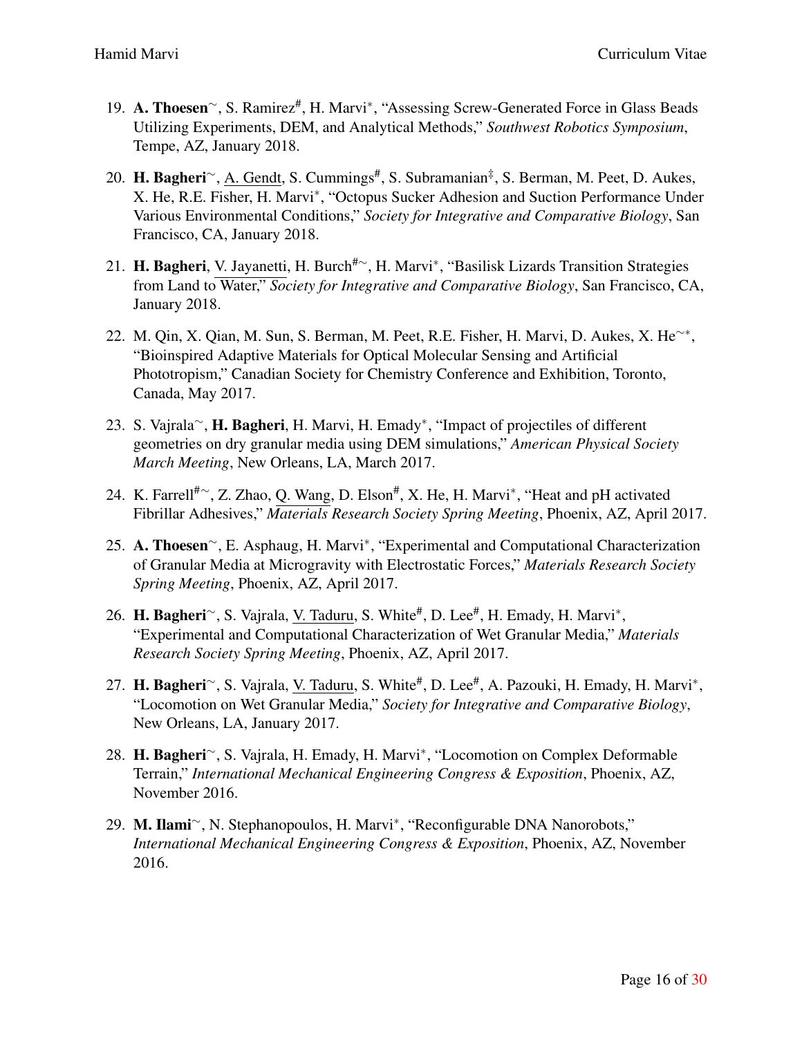19. **A. Thoesen**~, S. Ramirez#, H. Marvi*, "Assessing Screw-Generated Force in Glass Beads Utilizing Experiments, DEM, and Analytical Methods," *Southwest Robotics Symposium*, Tempe, AZ, January 2018.

20. **H. Bagheri**~, A. Gendt, S. Cummings#, S. Subramanian‡, S. Berman, M. Peet, D. Aukes, X. He, R.E. Fisher, H. Marvi*, "Octopus Sucker Adhesion and Suction Performance Under Various Environmental Conditions," *Society for Integrative and Comparative Biology*, San Francisco, CA, January 2018.

21. **H. Bagheri**, V. Jayanetti, H. Burch#~, H. Marvi*, "Basilisk Lizards Transition Strategies from Land to Water," *Society for Integrative and Comparative Biology*, San Francisco, CA, January 2018.

22. M. Qin, X. Qian, M. Sun, S. Berman, M. Peet, R.E. Fisher, H. Marvi, D. Aukes, X. He~*, "Bioinspired Adaptive Materials for Optical Molecular Sensing and Artificial Phototropism," Canadian Society for Chemistry Conference and Exhibition, Toronto, Canada, May 2017.

23. S. Vajrala~, **H. Bagheri**, H. Marvi, H. Emady*, "Impact of projectiles of different geometries on dry granular media using DEM simulations," *American Physical Society March Meeting*, New Orleans, LA, March 2017.

24. K. Farrell#~, Z. Zhao, Q. Wang, D. Elson#, X. He, H. Marvi*, "Heat and pH activated Fibrillar Adhesives," *Materials Research Society Spring Meeting*, Phoenix, AZ, April 2017.

25. **A. Thoesen**~, E. Asphaug, H. Marvi*, "Experimental and Computational Characterization of Granular Media at Microgravity with Electrostatic Forces," *Materials Research Society Spring Meeting*, Phoenix, AZ, April 2017.

26. **H. Bagheri**~, S. Vajrala, V. Taduru, S. White#, D. Lee#, H. Emady, H. Marvi*, "Experimental and Computational Characterization of Wet Granular Media," *Materials Research Society Spring Meeting*, Phoenix, AZ, April 2017.

27. **H. Bagheri**~, S. Vajrala, V. Taduru, S. White#, D. Lee#, A. Pazouki, H. Emady, H. Marvi*, "Locomotion on Wet Granular Media," *Society for Integrative and Comparative Biology*, New Orleans, LA, January 2017.

28. **H. Bagheri**~, S. Vajrala, H. Emady, H. Marvi*, "Locomotion on Complex Deformable Terrain," *International Mechanical Engineering Congress & Exposition*, Phoenix, AZ, November 2016.

29. **M. Ilami**~, N. Stephanopoulos, H. Marvi*, "Reconfigurable DNA Nanorobots," *International Mechanical Engineering Congress & Exposition*, Phoenix, AZ, November 2016.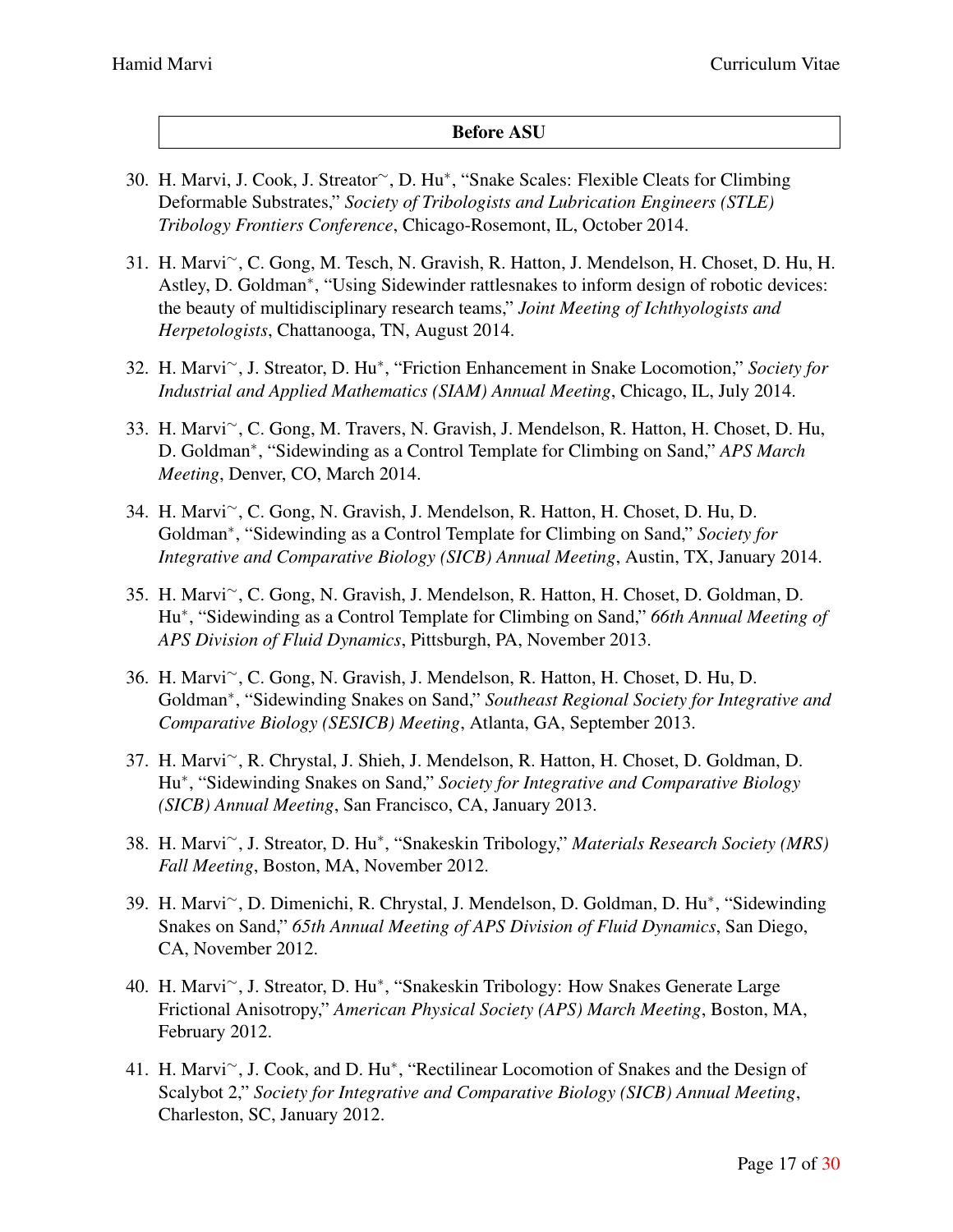## Before ASU

30. H. Marvi, J. Cook, J. Streator~, D. Hu*, "Snake Scales: Flexible Cleats for Climbing Deformable Substrates," *Society of Tribologists and Lubrication Engineers (STLE) Tribology Frontiers Conference*, Chicago-Rosemont, IL, October 2014.

31. H. Marvi~, C. Gong, M. Tesch, N. Gravish, R. Hatton, J. Mendelson, H. Choset, D. Hu, H. Astley, D. Goldman*, "Using Sidewinder rattlesnakes to inform design of robotic devices: the beauty of multidisciplinary research teams," *Joint Meeting of Ichthyologists and Herpetologists*, Chattanooga, TN, August 2014.

32. H. Marvi~, J. Streator, D. Hu*, "Friction Enhancement in Snake Locomotion," *Society for Industrial and Applied Mathematics (SIAM) Annual Meeting*, Chicago, IL, July 2014.

33. H. Marvi~, C. Gong, M. Travers, N. Gravish, J. Mendelson, R. Hatton, H. Choset, D. Hu, D. Goldman*, "Sidewinding as a Control Template for Climbing on Sand," *APS March Meeting*, Denver, CO, March 2014.

34. H. Marvi~, C. Gong, N. Gravish, J. Mendelson, R. Hatton, H. Choset, D. Hu, D. Goldman*, "Sidewinding as a Control Template for Climbing on Sand," *Society for Integrative and Comparative Biology (SICB) Annual Meeting*, Austin, TX, January 2014.

35. H. Marvi~, C. Gong, N. Gravish, J. Mendelson, R. Hatton, H. Choset, D. Goldman, D. Hu*, "Sidewinding as a Control Template for Climbing on Sand," *66th Annual Meeting of APS Division of Fluid Dynamics*, Pittsburgh, PA, November 2013.

36. H. Marvi~, C. Gong, N. Gravish, J. Mendelson, R. Hatton, H. Choset, D. Hu, D. Goldman*, "Sidewinding Snakes on Sand," *Southeast Regional Society for Integrative and Comparative Biology (SESICB) Meeting*, Atlanta, GA, September 2013.

37. H. Marvi~, R. Chrystal, J. Shieh, J. Mendelson, R. Hatton, H. Choset, D. Goldman, D. Hu*, "Sidewinding Snakes on Sand," *Society for Integrative and Comparative Biology (SICB) Annual Meeting*, San Francisco, CA, January 2013.

38. H. Marvi~, J. Streator, D. Hu*, "Snakeskin Tribology," *Materials Research Society (MRS) Fall Meeting*, Boston, MA, November 2012.

39. H. Marvi~, D. Dimenichi, R. Chrystal, J. Mendelson, D. Goldman, D. Hu*, "Sidewinding Snakes on Sand," *65th Annual Meeting of APS Division of Fluid Dynamics*, San Diego, CA, November 2012.

40. H. Marvi~, J. Streator, D. Hu*, "Snakeskin Tribology: How Snakes Generate Large Frictional Anisotropy," *American Physical Society (APS) March Meeting*, Boston, MA, February 2012.

41. H. Marvi~, J. Cook, and D. Hu*, "Rectilinear Locomotion of Snakes and the Design of Scalybot 2," *Society for Integrative and Comparative Biology (SICB) Annual Meeting*, Charleston, SC, January 2012.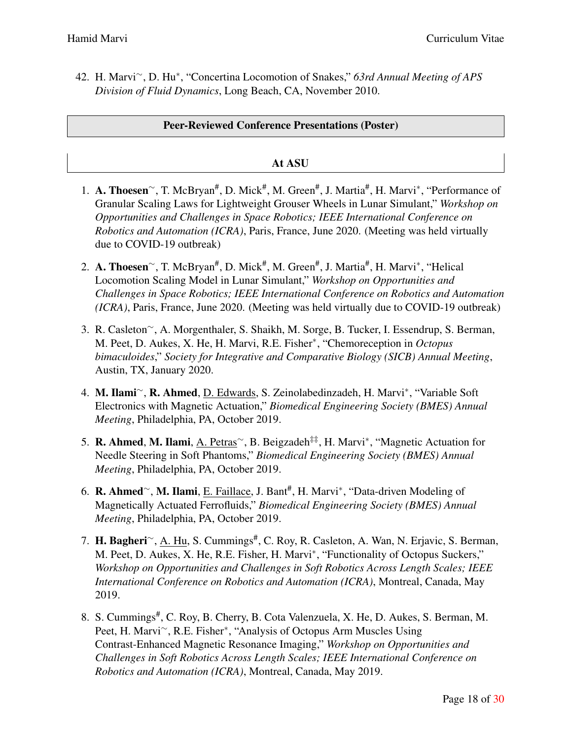42. H. Marvi~, D. Hu*, "Concertina Locomotion of Snakes," *63rd Annual Meeting of APS Division of Fluid Dynamics*, Long Beach, CA, November 2010.

## Peer-Reviewed Conference Presentations (Poster)

### At ASU

1. **A. Thoesen**~, T. McBryan#, D. Mick#, M. Green#, J. Martia#, H. Marvi*, "Performance of Granular Scaling Laws for Lightweight Grouser Wheels in Lunar Simulant," *Workshop on Opportunities and Challenges in Space Robotics; IEEE International Conference on Robotics and Automation (ICRA)*, Paris, France, June 2020. (Meeting was held virtually due to COVID-19 outbreak)

2. **A. Thoesen**~, T. McBryan#, D. Mick#, M. Green#, J. Martia#, H. Marvi*, "Helical Locomotion Scaling Model in Lunar Simulant," *Workshop on Opportunities and Challenges in Space Robotics; IEEE International Conference on Robotics and Automation (ICRA)*, Paris, France, June 2020. (Meeting was held virtually due to COVID-19 outbreak)

3. R. Casleton~, A. Morgenthaler, S. Shaikh, M. Sorge, B. Tucker, I. Essendrup, S. Berman, M. Peet, D. Aukes, X. He, H. Marvi, R.E. Fisher*, "Chemoreception in *Octopus bimaculoides*," *Society for Integrative and Comparative Biology (SICB) Annual Meeting*, Austin, TX, January 2020.

4. **M. Ilami**~, **R. Ahmed**, <u>D. Edwards</u>, S. Zeinolabedinzadeh, H. Marvi*, "Variable Soft Electronics with Magnetic Actuation," *Biomedical Engineering Society (BMES) Annual Meeting*, Philadelphia, PA, October 2019.

5. **R. Ahmed**, **M. Ilami**, <u>A. Petras</u>~, B. Beigzadeh‡‡, H. Marvi*, "Magnetic Actuation for Needle Steering in Soft Phantoms," *Biomedical Engineering Society (BMES) Annual Meeting*, Philadelphia, PA, October 2019.

6. **R. Ahmed**~, **M. Ilami**, <u>E. Faillace</u>, J. Bant#, H. Marvi*, "Data-driven Modeling of Magnetically Actuated Ferrofluids," *Biomedical Engineering Society (BMES) Annual Meeting*, Philadelphia, PA, October 2019.

7. **H. Bagheri**~, <u>A. Hu</u>, S. Cummings#, C. Roy, R. Casleton, A. Wan, N. Erjavic, S. Berman, M. Peet, D. Aukes, X. He, R.E. Fisher, H. Marvi*, "Functionality of Octopus Suckers," *Workshop on Opportunities and Challenges in Soft Robotics Across Length Scales; IEEE International Conference on Robotics and Automation (ICRA)*, Montreal, Canada, May 2019.

8. S. Cummings#, C. Roy, B. Cherry, B. Cota Valenzuela, X. He, D. Aukes, S. Berman, M. Peet, H. Marvi~, R.E. Fisher*, "Analysis of Octopus Arm Muscles Using Contrast-Enhanced Magnetic Resonance Imaging," *Workshop on Opportunities and Challenges in Soft Robotics Across Length Scales; IEEE International Conference on Robotics and Automation (ICRA)*, Montreal, Canada, May 2019.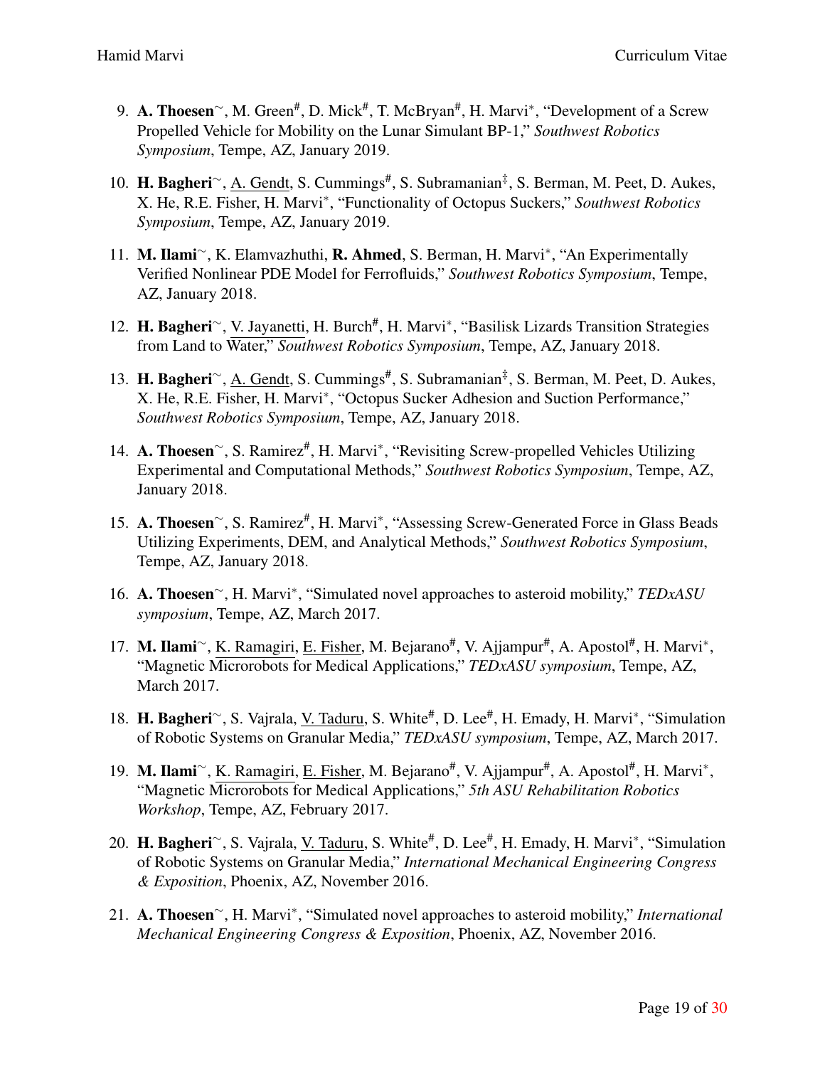9. **A. Thoesen**~, M. Green#, D. Mick#, T. McBryan#, H. Marvi*, "Development of a Screw Propelled Vehicle for Mobility on the Lunar Simulant BP-1," *Southwest Robotics Symposium*, Tempe, AZ, January 2019.

10. **H. Bagheri**~, <u>A. Gendt</u>, S. Cummings#, S. Subramanian‡, S. Berman, M. Peet, D. Aukes, X. He, R.E. Fisher, H. Marvi*, "Functionality of Octopus Suckers," *Southwest Robotics Symposium*, Tempe, AZ, January 2019.

11. **M. Ilami**~, K. Elamvazhuthi, **R. Ahmed**, S. Berman, H. Marvi*, "An Experimentally Verified Nonlinear PDE Model for Ferrofluids," *Southwest Robotics Symposium*, Tempe, AZ, January 2018.

12. **H. Bagheri**~, <u>V. Jayanetti</u>, H. Burch#, H. Marvi*, "Basilisk Lizards Transition Strategies from Land to Water," *Southwest Robotics Symposium*, Tempe, AZ, January 2018.

13. **H. Bagheri**~, <u>A. Gendt</u>, S. Cummings#, S. Subramanian‡, S. Berman, M. Peet, D. Aukes, X. He, R.E. Fisher, H. Marvi*, "Octopus Sucker Adhesion and Suction Performance," *Southwest Robotics Symposium*, Tempe, AZ, January 2018.

14. **A. Thoesen**~, S. Ramirez#, H. Marvi*, "Revisiting Screw-propelled Vehicles Utilizing Experimental and Computational Methods," *Southwest Robotics Symposium*, Tempe, AZ, January 2018.

15. **A. Thoesen**~, S. Ramirez#, H. Marvi*, "Assessing Screw-Generated Force in Glass Beads Utilizing Experiments, DEM, and Analytical Methods," *Southwest Robotics Symposium*, Tempe, AZ, January 2018.

16. **A. Thoesen**~, H. Marvi*, "Simulated novel approaches to asteroid mobility," *TEDxASU symposium*, Tempe, AZ, March 2017.

17. **M. Ilami**~, <u>K. Ramagiri</u>, <u>E. Fisher</u>, M. Bejarano#, V. Ajjampur#, A. Apostol#, H. Marvi*, "Magnetic Microrobots for Medical Applications," *TEDxASU symposium*, Tempe, AZ, March 2017.

18. **H. Bagheri**~, S. Vajrala, <u>V. Taduru</u>, S. White#, D. Lee#, H. Emady, H. Marvi*, "Simulation of Robotic Systems on Granular Media," *TEDxASU symposium*, Tempe, AZ, March 2017.

19. **M. Ilami**~, <u>K. Ramagiri</u>, <u>E. Fisher</u>, M. Bejarano#, V. Ajjampur#, A. Apostol#, H. Marvi*, "Magnetic Microrobots for Medical Applications," *5th ASU Rehabilitation Robotics Workshop*, Tempe, AZ, February 2017.

20. **H. Bagheri**~, S. Vajrala, <u>V. Taduru</u>, S. White#, D. Lee#, H. Emady, H. Marvi*, "Simulation of Robotic Systems on Granular Media," *International Mechanical Engineering Congress & Exposition*, Phoenix, AZ, November 2016.

21. **A. Thoesen**~, H. Marvi*, "Simulated novel approaches to asteroid mobility," *International Mechanical Engineering Congress & Exposition*, Phoenix, AZ, November 2016.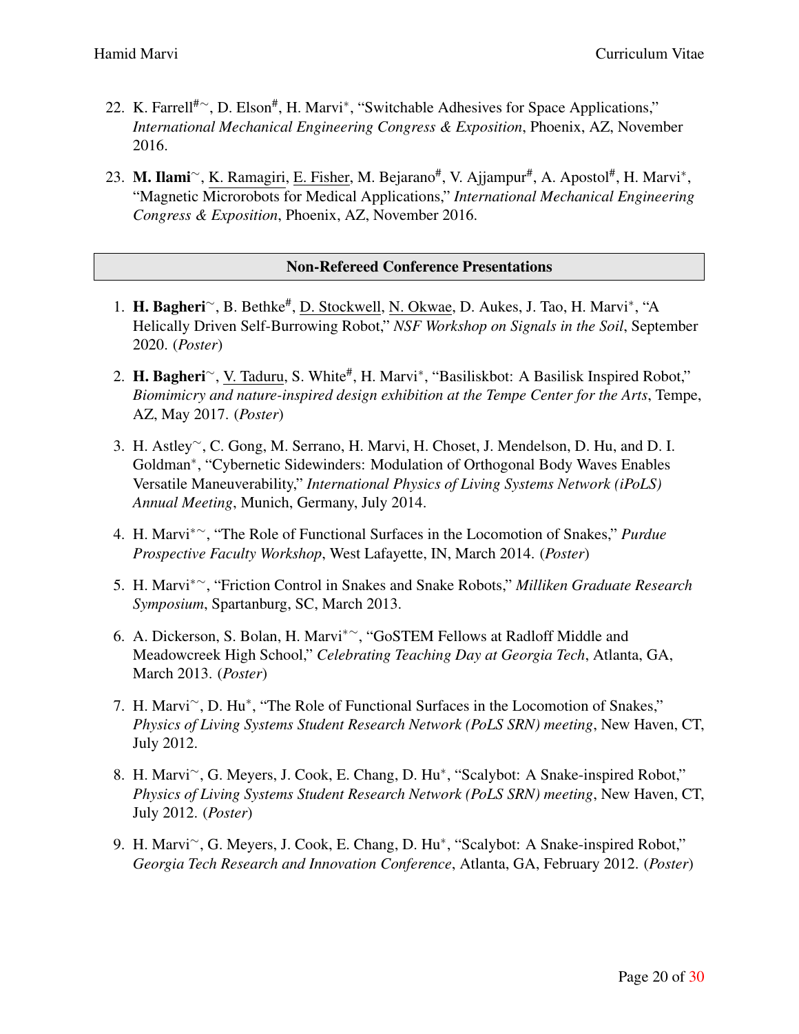22. K. Farrell$^{\#\sim}$, D. Elson$^{\#}$, H. Marvi$^{*}$, "Switchable Adhesives for Space Applications," *International Mechanical Engineering Congress & Exposition*, Phoenix, AZ, November 2016.

23. **M. Ilami**$^{\sim}$, <u>K. Ramagiri</u>, <u>E. Fisher</u>, M. Bejarano$^{\#}$, V. Ajjampur$^{\#}$, A. Apostol$^{\#}$, H. Marvi$^{*}$, "Magnetic Microrobots for Medical Applications," *International Mechanical Engineering Congress & Exposition*, Phoenix, AZ, November 2016.

## Non-Refereed Conference Presentations

1. **H. Bagheri**$^{\sim}$, B. Bethke$^{\#}$, <u>D. Stockwell</u>, <u>N. Okwae</u>, D. Aukes, J. Tao, H. Marvi$^{*}$, "A Helically Driven Self-Burrowing Robot," *NSF Workshop on Signals in the Soil*, September 2020. (*Poster*)

2. **H. Bagheri**$^{\sim}$, <u>V. Taduru</u>, S. White$^{\#}$, H. Marvi$^{*}$, "Basiliskbot: A Basilisk Inspired Robot," *Biomimicry and nature-inspired design exhibition at the Tempe Center for the Arts*, Tempe, AZ, May 2017. (*Poster*)

3. H. Astley$^{\sim}$, C. Gong, M. Serrano, H. Marvi, H. Choset, J. Mendelson, D. Hu, and D. I. Goldman$^{*}$, "Cybernetic Sidewinders: Modulation of Orthogonal Body Waves Enables Versatile Maneuverability," *International Physics of Living Systems Network (iPoLS) Annual Meeting*, Munich, Germany, July 2014.

4. H. Marvi$^{*\sim}$, "The Role of Functional Surfaces in the Locomotion of Snakes," *Purdue Prospective Faculty Workshop*, West Lafayette, IN, March 2014. (*Poster*)

5. H. Marvi$^{*\sim}$, "Friction Control in Snakes and Snake Robots," *Milliken Graduate Research Symposium*, Spartanburg, SC, March 2013.

6. A. Dickerson, S. Bolan, H. Marvi$^{*\sim}$, "GoSTEM Fellows at Radloff Middle and Meadowcreek High School," *Celebrating Teaching Day at Georgia Tech*, Atlanta, GA, March 2013. (*Poster*)

7. H. Marvi$^{\sim}$, D. Hu$^{*}$, "The Role of Functional Surfaces in the Locomotion of Snakes," *Physics of Living Systems Student Research Network (PoLS SRN) meeting*, New Haven, CT, July 2012.

8. H. Marvi$^{\sim}$, G. Meyers, J. Cook, E. Chang, D. Hu$^{*}$, "Scalybot: A Snake-inspired Robot," *Physics of Living Systems Student Research Network (PoLS SRN) meeting*, New Haven, CT, July 2012. (*Poster*)

9. H. Marvi$^{\sim}$, G. Meyers, J. Cook, E. Chang, D. Hu$^{*}$, "Scalybot: A Snake-inspired Robot," *Georgia Tech Research and Innovation Conference*, Atlanta, GA, February 2012. (*Poster*)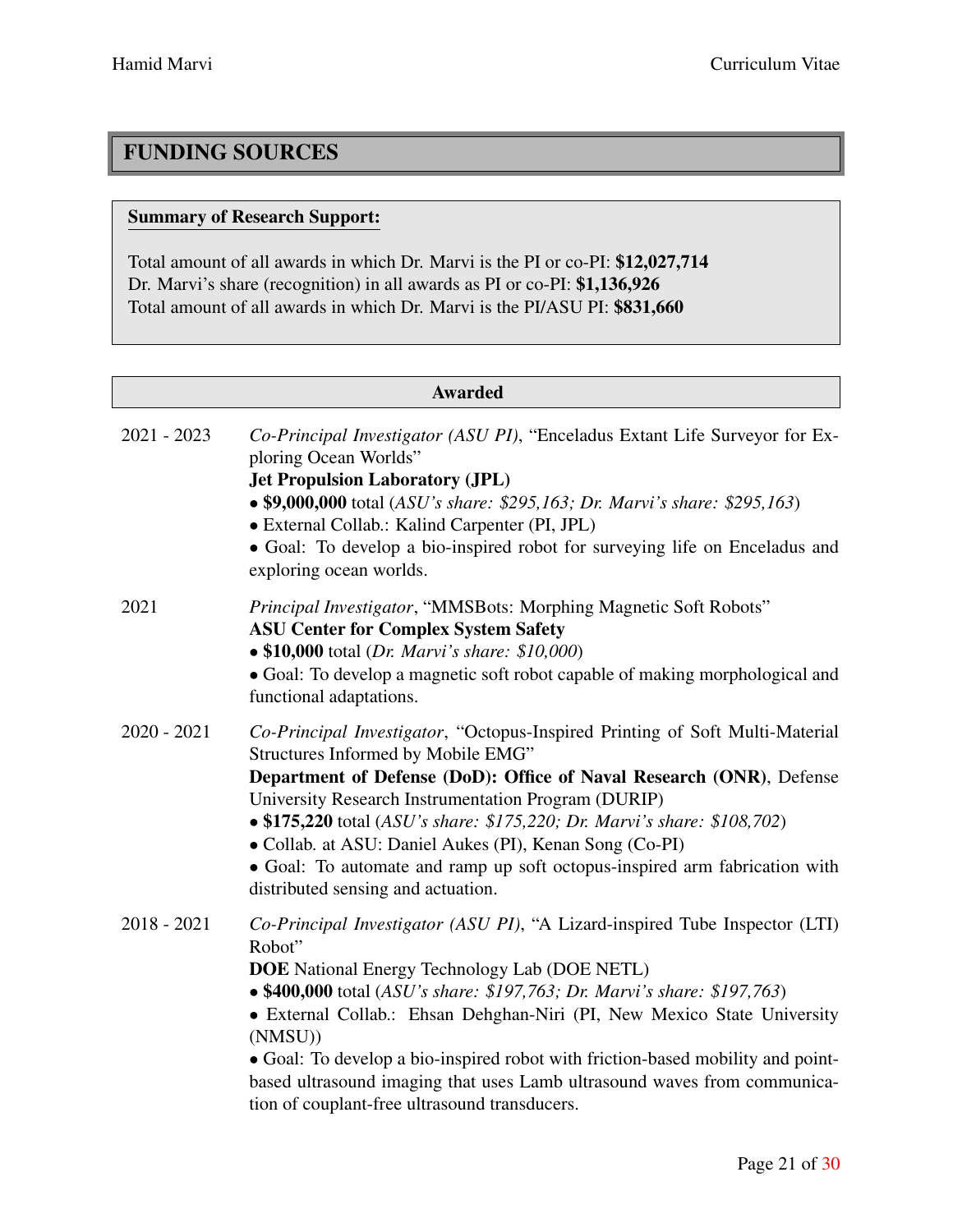# FUNDING SOURCES

**Summary of Research Support:**

Total amount of all awards in which Dr. Marvi is the PI or co-PI: **$12,027,714**
Dr. Marvi's share (recognition) in all awards as PI or co-PI: **$1,136,926**
Total amount of all awards in which Dr. Marvi is the PI/ASU PI: **$831,660**

## Awarded

**2021 - 2023** — *Co-Principal Investigator (ASU PI)*, "Enceladus Extant Life Surveyor for Exploring Ocean Worlds"
**Jet Propulsion Laboratory (JPL)**
- **$9,000,000** total (*ASU's share: $295,163; Dr. Marvi's share: $295,163*)
- External Collab.: Kalind Carpenter (PI, JPL)
- Goal: To develop a bio-inspired robot for surveying life on Enceladus and exploring ocean worlds.

**2021** — *Principal Investigator*, "MMSBots: Morphing Magnetic Soft Robots"
**ASU Center for Complex System Safety**
- **$10,000** total (*Dr. Marvi's share: $10,000*)
- Goal: To develop a magnetic soft robot capable of making morphological and functional adaptations.

**2020 - 2021** — *Co-Principal Investigator*, "Octopus-Inspired Printing of Soft Multi-Material Structures Informed by Mobile EMG"
**Department of Defense (DoD): Office of Naval Research (ONR)**, Defense University Research Instrumentation Program (DURIP)
- **$175,220** total (*ASU's share: $175,220; Dr. Marvi's share: $108,702*)
- Collab. at ASU: Daniel Aukes (PI), Kenan Song (Co-PI)
- Goal: To automate and ramp up soft octopus-inspired arm fabrication with distributed sensing and actuation.

**2018 - 2021** — *Co-Principal Investigator (ASU PI)*, "A Lizard-inspired Tube Inspector (LTI) Robot"
**DOE** National Energy Technology Lab (DOE NETL)
- **$400,000** total (*ASU's share: $197,763; Dr. Marvi's share: $197,763*)
- External Collab.: Ehsan Dehghan-Niri (PI, New Mexico State University (NMSU))
- Goal: To develop a bio-inspired robot with friction-based mobility and point-based ultrasound imaging that uses Lamb ultrasound waves from communication of couplant-free ultrasound transducers.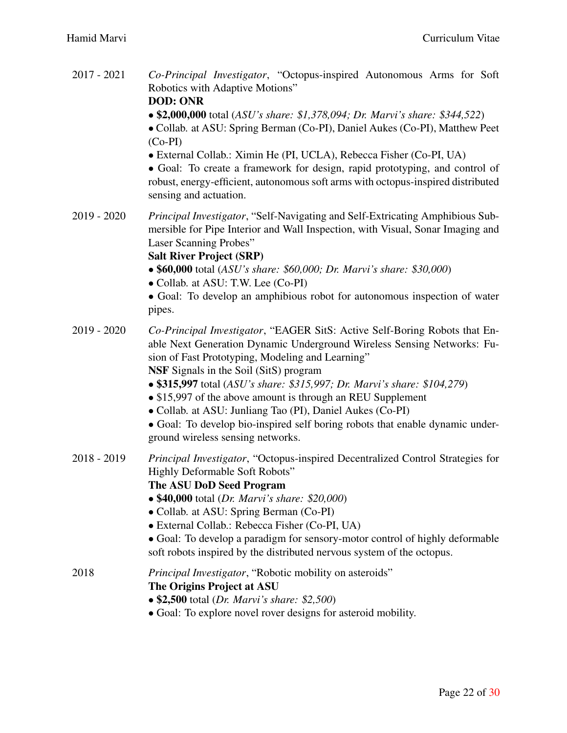2017 - 2021 *Co-Principal Investigator*, "Octopus-inspired Autonomous Arms for Soft Robotics with Adaptive Motions"
**DOD: ONR**
- **$2,000,000** total (*ASU's share: $1,378,094; Dr. Marvi's share: $344,522*)
- Collab. at ASU: Spring Berman (Co-PI), Daniel Aukes (Co-PI), Matthew Peet (Co-PI)
- External Collab.: Ximin He (PI, UCLA), Rebecca Fisher (Co-PI, UA)
- Goal: To create a framework for design, rapid prototyping, and control of robust, energy-efficient, autonomous soft arms with octopus-inspired distributed sensing and actuation.

2019 - 2020 *Principal Investigator*, "Self-Navigating and Self-Extricating Amphibious Submersible for Pipe Interior and Wall Inspection, with Visual, Sonar Imaging and Laser Scanning Probes"
**Salt River Project (SRP)**
- **$60,000** total (*ASU's share: $60,000; Dr. Marvi's share: $30,000*)
- Collab. at ASU: T.W. Lee (Co-PI)
- Goal: To develop an amphibious robot for autonomous inspection of water pipes.

2019 - 2020 *Co-Principal Investigator*, "EAGER SitS: Active Self-Boring Robots that Enable Next Generation Dynamic Underground Wireless Sensing Networks: Fusion of Fast Prototyping, Modeling and Learning"
**NSF** Signals in the Soil (SitS) program
- **$315,997** total (*ASU's share: $315,997; Dr. Marvi's share: $104,279*)
- $15,997 of the above amount is through an REU Supplement
- Collab. at ASU: Junliang Tao (PI), Daniel Aukes (Co-PI)
- Goal: To develop bio-inspired self boring robots that enable dynamic underground wireless sensing networks.

2018 - 2019 *Principal Investigator*, "Octopus-inspired Decentralized Control Strategies for Highly Deformable Soft Robots"
**The ASU DoD Seed Program**
- **$40,000** total (*Dr. Marvi's share: $20,000*)
- Collab. at ASU: Spring Berman (Co-PI)
- External Collab.: Rebecca Fisher (Co-PI, UA)
- Goal: To develop a paradigm for sensory-motor control of highly deformable soft robots inspired by the distributed nervous system of the octopus.

2018 *Principal Investigator*, "Robotic mobility on asteroids"
**The Origins Project at ASU**
- **$2,500** total (*Dr. Marvi's share: $2,500*)
- Goal: To explore novel rover designs for asteroid mobility.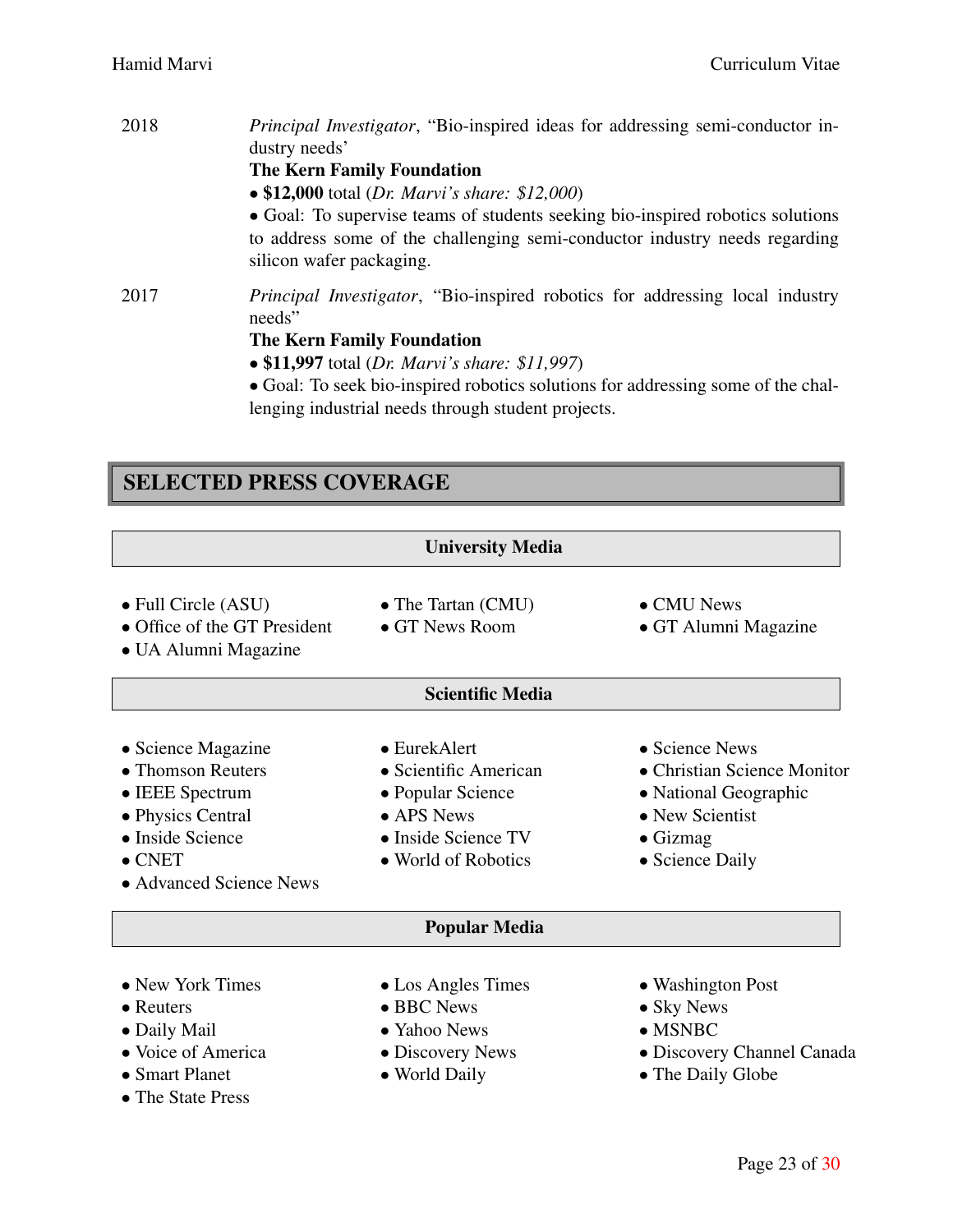2018 *Principal Investigator*, "Bio-inspired ideas for addressing semi-conductor industry needs'
**The Kern Family Foundation**
• **$12,000** total (*Dr. Marvi's share: $12,000*)
• Goal: To supervise teams of students seeking bio-inspired robotics solutions to address some of the challenging semi-conductor industry needs regarding silicon wafer packaging.

2017 *Principal Investigator*, "Bio-inspired robotics for addressing local industry needs"
**The Kern Family Foundation**
• **$11,997** total (*Dr. Marvi's share: $11,997*)
• Goal: To seek bio-inspired robotics solutions for addressing some of the challenging industrial needs through student projects.

## SELECTED PRESS COVERAGE

### University Media

- Full Circle (ASU)
- Office of the GT President
- UA Alumni Magazine
- The Tartan (CMU)
- GT News Room
- CMU News
- GT Alumni Magazine

### Scientific Media

- Science Magazine
- Thomson Reuters
- IEEE Spectrum
- Physics Central
- Inside Science
- CNET
- Advanced Science News
- EurekAlert
- Scientific American
- Popular Science
- APS News
- Inside Science TV
- World of Robotics
- Science News
- Christian Science Monitor
- National Geographic
- New Scientist
- Gizmag
- Science Daily

### Popular Media

- New York Times
- Reuters
- Daily Mail
- Voice of America
- Smart Planet
- The State Press
- Los Angles Times
- BBC News
- Yahoo News
- Discovery News
- World Daily
- Washington Post
- Sky News
- MSNBC
- Discovery Channel Canada
- The Daily Globe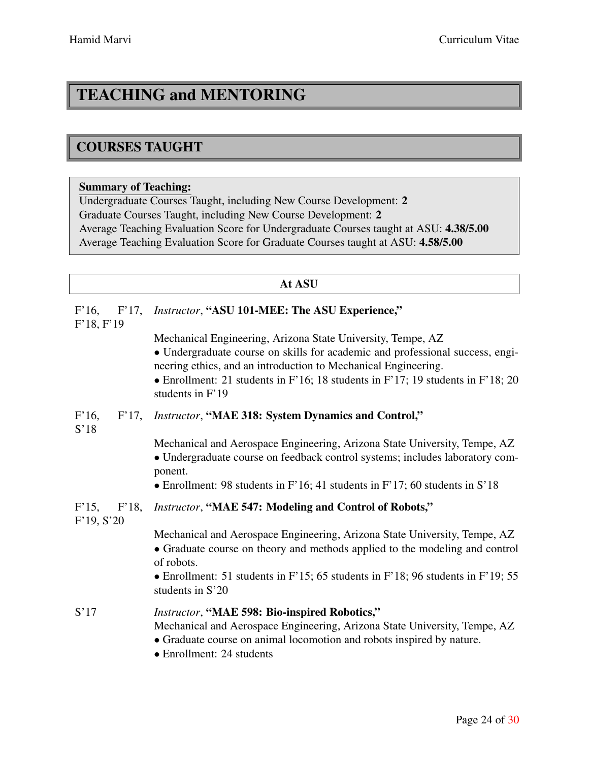# TEACHING and MENTORING

## COURSES TAUGHT

**Summary of Teaching:**
Undergraduate Courses Taught, including New Course Development: **2**
Graduate Courses Taught, including New Course Development: **2**
Average Teaching Evaluation Score for Undergraduate Courses taught at ASU: **4.38/5.00**
Average Teaching Evaluation Score for Graduate Courses taught at ASU: **4.58/5.00**

### At ASU

**F'16, F'17, F'18, F'19** — *Instructor*, **"ASU 101-MEE: The ASU Experience,"**

Mechanical Engineering, Arizona State University, Tempe, AZ

- Undergraduate course on skills for academic and professional success, engineering ethics, and an introduction to Mechanical Engineering.
- Enrollment: 21 students in F'16; 18 students in F'17; 19 students in F'18; 20 students in F'19

**F'16, F'17, S'18** — *Instructor*, **"MAE 318: System Dynamics and Control,"**

Mechanical and Aerospace Engineering, Arizona State University, Tempe, AZ

- Undergraduate course on feedback control systems; includes laboratory component.
- Enrollment: 98 students in F'16; 41 students in F'17; 60 students in S'18

**F'15, F'18, F'19, S'20** — *Instructor*, **"MAE 547: Modeling and Control of Robots,"**

Mechanical and Aerospace Engineering, Arizona State University, Tempe, AZ

- Graduate course on theory and methods applied to the modeling and control of robots.
- Enrollment: 51 students in F'15; 65 students in F'18; 96 students in F'19; 55 students in S'20

**S'17** — *Instructor*, **"MAE 598: Bio-inspired Robotics,"**

Mechanical and Aerospace Engineering, Arizona State University, Tempe, AZ

- Graduate course on animal locomotion and robots inspired by nature.
- Enrollment: 24 students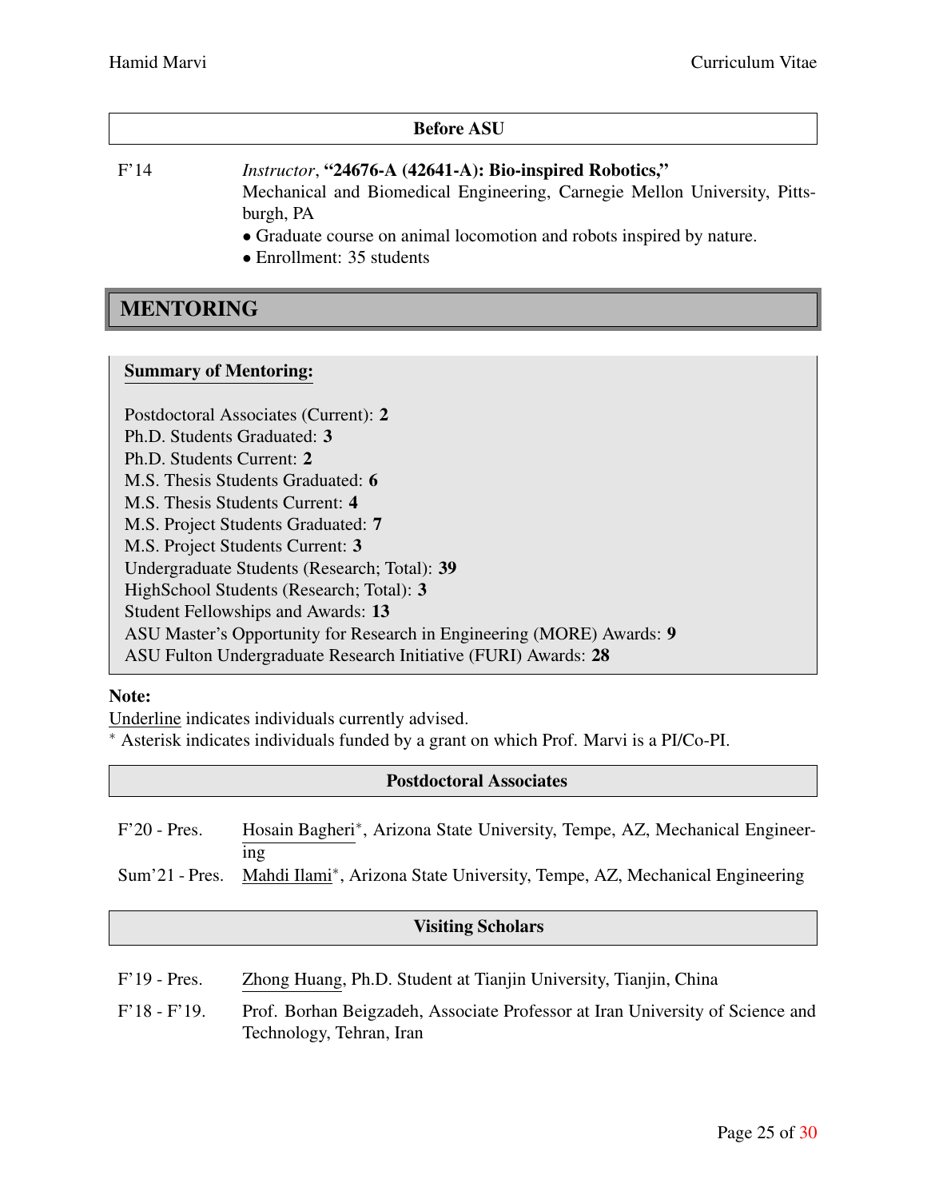### Before ASU

F'14 — *Instructor*, **"24676-A (42641-A): Bio-inspired Robotics,"**
Mechanical and Biomedical Engineering, Carnegie Mellon University, Pittsburgh, PA
- Graduate course on animal locomotion and robots inspired by nature.
- Enrollment: 35 students

## MENTORING

**Summary of Mentoring:**

Postdoctoral Associates (Current): **2**
Ph.D. Students Graduated: **3**
Ph.D. Students Current: **2**
M.S. Thesis Students Graduated: **6**
M.S. Thesis Students Current: **4**
M.S. Project Students Graduated: **7**
M.S. Project Students Current: **3**
Undergraduate Students (Research; Total): **39**
HighSchool Students (Research; Total): **3**
Student Fellowships and Awards: **13**
ASU Master's Opportunity for Research in Engineering (MORE) Awards: **9**
ASU Fulton Undergraduate Research Initiative (FURI) Awards: **28**

**Note:**
<u>Underline</u> indicates individuals currently advised.
* Asterisk indicates individuals funded by a grant on which Prof. Marvi is a PI/Co-PI.

### Postdoctoral Associates

F'20 - Pres. — <u>Hosain Bagheri</u>*, Arizona State University, Tempe, AZ, Mechanical Engineering

Sum'21 - Pres. — <u>Mahdi Ilami</u>*, Arizona State University, Tempe, AZ, Mechanical Engineering

### Visiting Scholars

F'19 - Pres. — <u>Zhong Huang</u>, Ph.D. Student at Tianjin University, Tianjin, China

F'18 - F'19. — Prof. Borhan Beigzadeh, Associate Professor at Iran University of Science and Technology, Tehran, Iran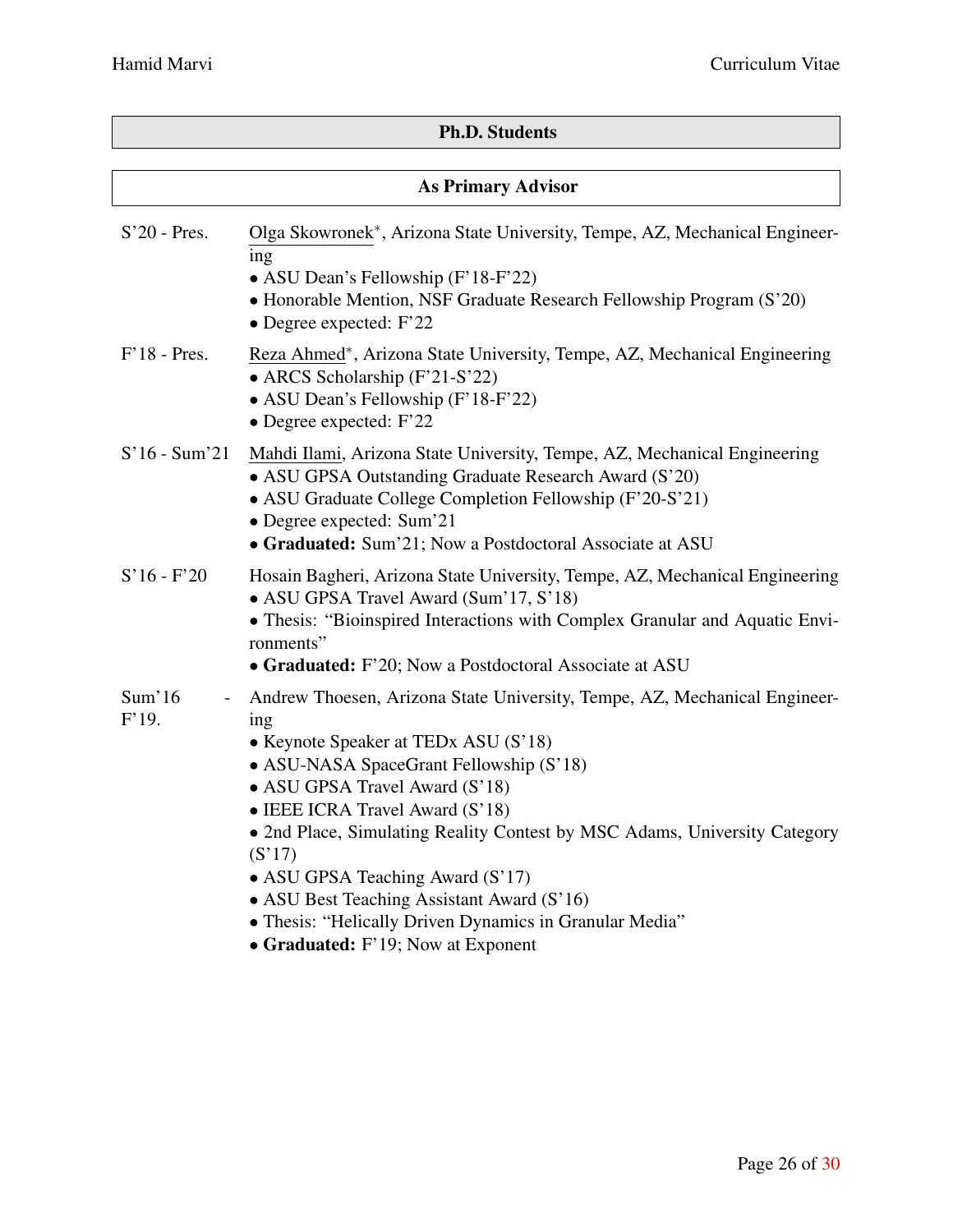## Ph.D. Students

### As Primary Advisor

**S'20 - Pres.** Olga Skowronek*, Arizona State University, Tempe, AZ, Mechanical Engineering
- ASU Dean's Fellowship (F'18-F'22)
- Honorable Mention, NSF Graduate Research Fellowship Program (S'20)
- Degree expected: F'22

**F'18 - Pres.** Reza Ahmed*, Arizona State University, Tempe, AZ, Mechanical Engineering
- ARCS Scholarship (F'21-S'22)
- ASU Dean's Fellowship (F'18-F'22)
- Degree expected: F'22

**S'16 - Sum'21** Mahdi Ilami, Arizona State University, Tempe, AZ, Mechanical Engineering
- ASU GPSA Outstanding Graduate Research Award (S'20)
- ASU Graduate College Completion Fellowship (F'20-S'21)
- Degree expected: Sum'21
- **Graduated:** Sum'21; Now a Postdoctoral Associate at ASU

**S'16 - F'20** Hosain Bagheri, Arizona State University, Tempe, AZ, Mechanical Engineering
- ASU GPSA Travel Award (Sum'17, S'18)
- Thesis: "Bioinspired Interactions with Complex Granular and Aquatic Environments"
- **Graduated:** F'20; Now a Postdoctoral Associate at ASU

**Sum'16 - F'19.** Andrew Thoesen, Arizona State University, Tempe, AZ, Mechanical Engineering
- Keynote Speaker at TEDx ASU (S'18)
- ASU-NASA SpaceGrant Fellowship (S'18)
- ASU GPSA Travel Award (S'18)
- IEEE ICRA Travel Award (S'18)
- 2nd Place, Simulating Reality Contest by MSC Adams, University Category (S'17)
- ASU GPSA Teaching Award (S'17)
- ASU Best Teaching Assistant Award (S'16)
- Thesis: "Helically Driven Dynamics in Granular Media"
- **Graduated:** F'19; Now at Exponent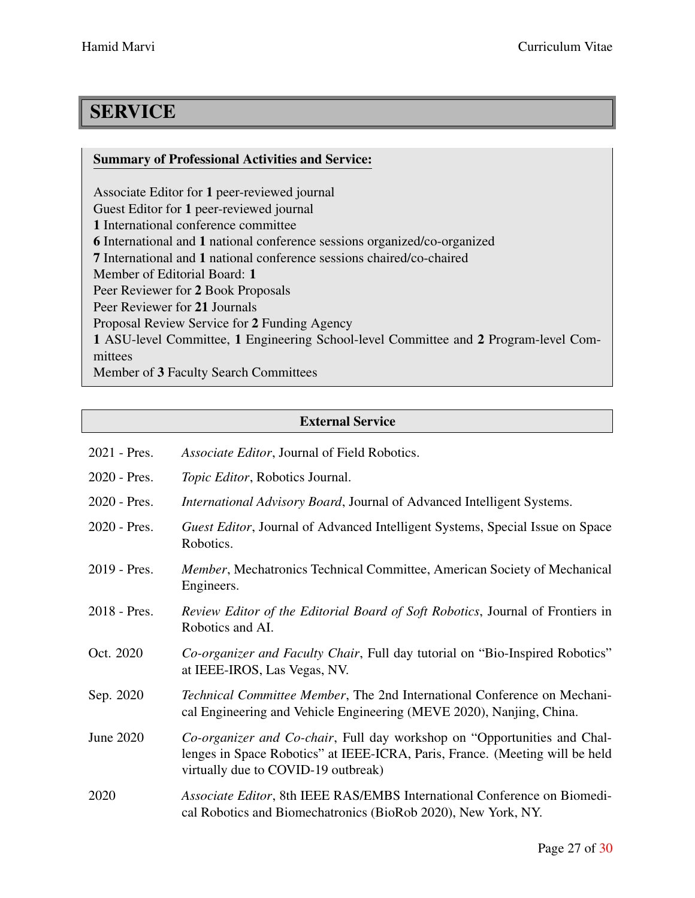# SERVICE

**Summary of Professional Activities and Service:**

Associate Editor for **1** peer-reviewed journal
Guest Editor for **1** peer-reviewed journal
**1** International conference committee
**6** International and **1** national conference sessions organized/co-organized
**7** International and **1** national conference sessions chaired/co-chaired
Member of Editorial Board: **1**
Peer Reviewer for **2** Book Proposals
Peer Reviewer for **21** Journals
Proposal Review Service for **2** Funding Agency
**1** ASU-level Committee, **1** Engineering School-level Committee and **2** Program-level Committees
Member of **3** Faculty Search Committees

## External Service

| | |
|---|---|
| 2021 - Pres. | *Associate Editor*, Journal of Field Robotics. |
| 2020 - Pres. | *Topic Editor*, Robotics Journal. |
| 2020 - Pres. | *International Advisory Board*, Journal of Advanced Intelligent Systems. |
| 2020 - Pres. | *Guest Editor*, Journal of Advanced Intelligent Systems, Special Issue on Space Robotics. |
| 2019 - Pres. | *Member*, Mechatronics Technical Committee, American Society of Mechanical Engineers. |
| 2018 - Pres. | *Review Editor of the Editorial Board of Soft Robotics*, Journal of Frontiers in Robotics and AI. |
| Oct. 2020 | *Co-organizer and Faculty Chair*, Full day tutorial on "Bio-Inspired Robotics" at IEEE-IROS, Las Vegas, NV. |
| Sep. 2020 | *Technical Committee Member*, The 2nd International Conference on Mechanical Engineering and Vehicle Engineering (MEVE 2020), Nanjing, China. |
| June 2020 | *Co-organizer and Co-chair*, Full day workshop on "Opportunities and Challenges in Space Robotics" at IEEE-ICRA, Paris, France. (Meeting will be held virtually due to COVID-19 outbreak) |
| 2020 | *Associate Editor*, 8th IEEE RAS/EMBS International Conference on Biomedical Robotics and Biomechatronics (BioRob 2020), New York, NY. |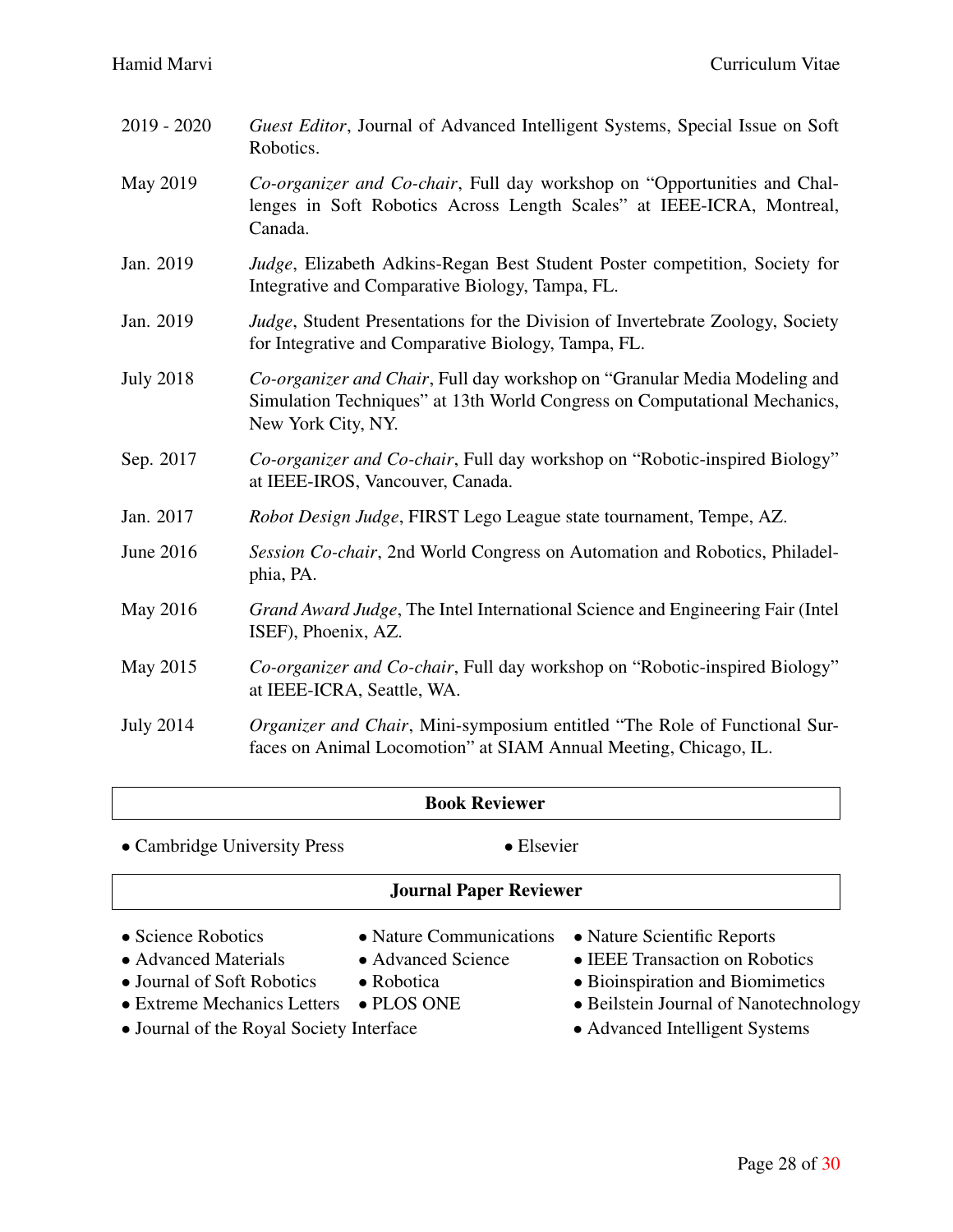2019 - 2020 — *Guest Editor*, Journal of Advanced Intelligent Systems, Special Issue on Soft Robotics.

May 2019 — *Co-organizer and Co-chair*, Full day workshop on "Opportunities and Challenges in Soft Robotics Across Length Scales" at IEEE-ICRA, Montreal, Canada.

Jan. 2019 — *Judge*, Elizabeth Adkins-Regan Best Student Poster competition, Society for Integrative and Comparative Biology, Tampa, FL.

Jan. 2019 — *Judge*, Student Presentations for the Division of Invertebrate Zoology, Society for Integrative and Comparative Biology, Tampa, FL.

July 2018 — *Co-organizer and Chair*, Full day workshop on "Granular Media Modeling and Simulation Techniques" at 13th World Congress on Computational Mechanics, New York City, NY.

Sep. 2017 — *Co-organizer and Co-chair*, Full day workshop on "Robotic-inspired Biology" at IEEE-IROS, Vancouver, Canada.

Jan. 2017 — *Robot Design Judge*, FIRST Lego League state tournament, Tempe, AZ.

June 2016 — *Session Co-chair*, 2nd World Congress on Automation and Robotics, Philadelphia, PA.

May 2016 — *Grand Award Judge*, The Intel International Science and Engineering Fair (Intel ISEF), Phoenix, AZ.

May 2015 — *Co-organizer and Co-chair*, Full day workshop on "Robotic-inspired Biology" at IEEE-ICRA, Seattle, WA.

July 2014 — *Organizer and Chair*, Mini-symposium entitled "The Role of Functional Surfaces on Animal Locomotion" at SIAM Annual Meeting, Chicago, IL.

## Book Reviewer

- Cambridge University Press
- Elsevier

## Journal Paper Reviewer

- Science Robotics
- Nature Communications
- Nature Scientific Reports
- Advanced Materials
- Advanced Science
- IEEE Transaction on Robotics
- Journal of Soft Robotics
- Robotica
- Bioinspiration and Biomimetics
- Extreme Mechanics Letters
- PLOS ONE
- Beilstein Journal of Nanotechnology
- Journal of the Royal Society Interface
- Advanced Intelligent Systems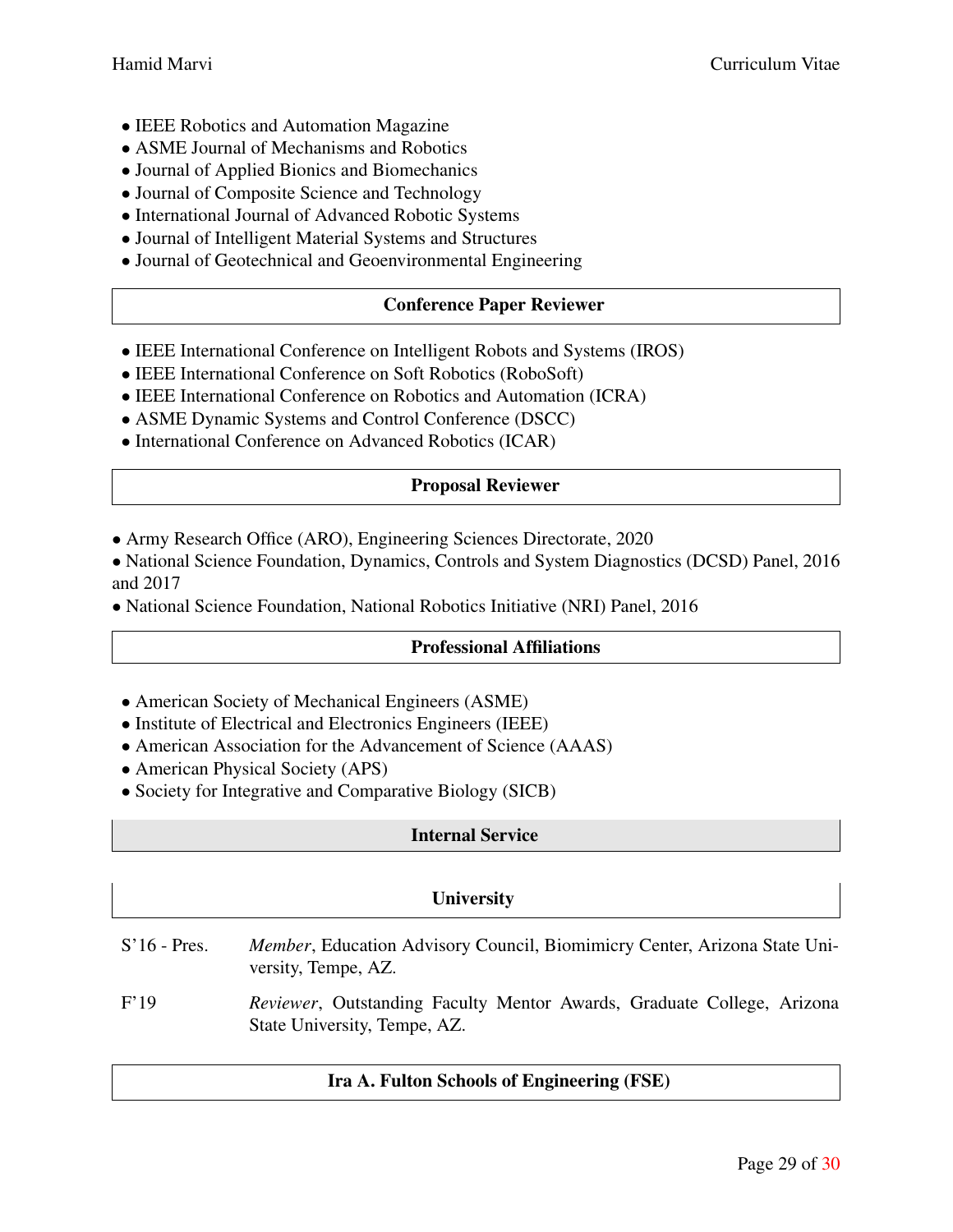- IEEE Robotics and Automation Magazine
- ASME Journal of Mechanisms and Robotics
- Journal of Applied Bionics and Biomechanics
- Journal of Composite Science and Technology
- International Journal of Advanced Robotic Systems
- Journal of Intelligent Material Systems and Structures
- Journal of Geotechnical and Geoenvironmental Engineering

### Conference Paper Reviewer

- IEEE International Conference on Intelligent Robots and Systems (IROS)
- IEEE International Conference on Soft Robotics (RoboSoft)
- IEEE International Conference on Robotics and Automation (ICRA)
- ASME Dynamic Systems and Control Conference (DSCC)
- International Conference on Advanced Robotics (ICAR)

### Proposal Reviewer

- Army Research Office (ARO), Engineering Sciences Directorate, 2020
- National Science Foundation, Dynamics, Controls and System Diagnostics (DCSD) Panel, 2016 and 2017
- National Science Foundation, National Robotics Initiative (NRI) Panel, 2016

### Professional Affiliations

- American Society of Mechanical Engineers (ASME)
- Institute of Electrical and Electronics Engineers (IEEE)
- American Association for the Advancement of Science (AAAS)
- American Physical Society (APS)
- Society for Integrative and Comparative Biology (SICB)

## Internal Service

### University

S'16 - Pres. *Member*, Education Advisory Council, Biomimicry Center, Arizona State University, Tempe, AZ.

F'19 *Reviewer*, Outstanding Faculty Mentor Awards, Graduate College, Arizona State University, Tempe, AZ.

### Ira A. Fulton Schools of Engineering (FSE)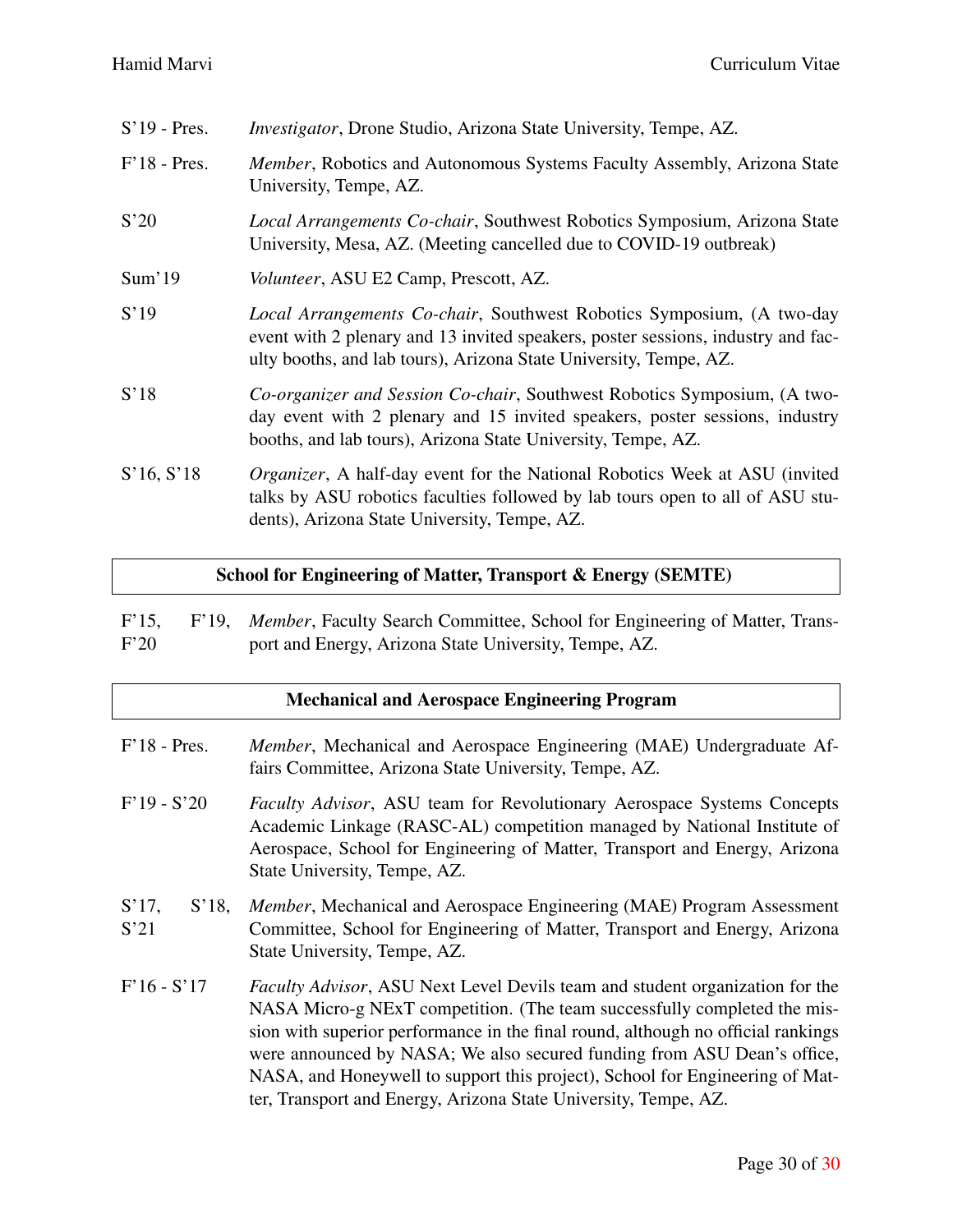S'19 - Pres. *Investigator*, Drone Studio, Arizona State University, Tempe, AZ.

F'18 - Pres. *Member*, Robotics and Autonomous Systems Faculty Assembly, Arizona State University, Tempe, AZ.

S'20 *Local Arrangements Co-chair*, Southwest Robotics Symposium, Arizona State University, Mesa, AZ. (Meeting cancelled due to COVID-19 outbreak)

Sum'19 *Volunteer*, ASU E2 Camp, Prescott, AZ.

S'19 *Local Arrangements Co-chair*, Southwest Robotics Symposium, (A two-day event with 2 plenary and 13 invited speakers, poster sessions, industry and faculty booths, and lab tours), Arizona State University, Tempe, AZ.

S'18 *Co-organizer and Session Co-chair*, Southwest Robotics Symposium, (A two-day event with 2 plenary and 15 invited speakers, poster sessions, industry booths, and lab tours), Arizona State University, Tempe, AZ.

S'16, S'18 *Organizer*, A half-day event for the National Robotics Week at ASU (invited talks by ASU robotics faculties followed by lab tours open to all of ASU students), Arizona State University, Tempe, AZ.

## School for Engineering of Matter, Transport & Energy (SEMTE)

F'15, F'19, F'20 *Member*, Faculty Search Committee, School for Engineering of Matter, Transport and Energy, Arizona State University, Tempe, AZ.

## Mechanical and Aerospace Engineering Program

F'18 - Pres. *Member*, Mechanical and Aerospace Engineering (MAE) Undergraduate Affairs Committee, Arizona State University, Tempe, AZ.

F'19 - S'20 *Faculty Advisor*, ASU team for Revolutionary Aerospace Systems Concepts Academic Linkage (RASC-AL) competition managed by National Institute of Aerospace, School for Engineering of Matter, Transport and Energy, Arizona State University, Tempe, AZ.

S'17, S'18, S'21 *Member*, Mechanical and Aerospace Engineering (MAE) Program Assessment Committee, School for Engineering of Matter, Transport and Energy, Arizona State University, Tempe, AZ.

F'16 - S'17 *Faculty Advisor*, ASU Next Level Devils team and student organization for the NASA Micro-g NExT competition. (The team successfully completed the mission with superior performance in the final round, although no official rankings were announced by NASA; We also secured funding from ASU Dean's office, NASA, and Honeywell to support this project), School for Engineering of Matter, Transport and Energy, Arizona State University, Tempe, AZ.